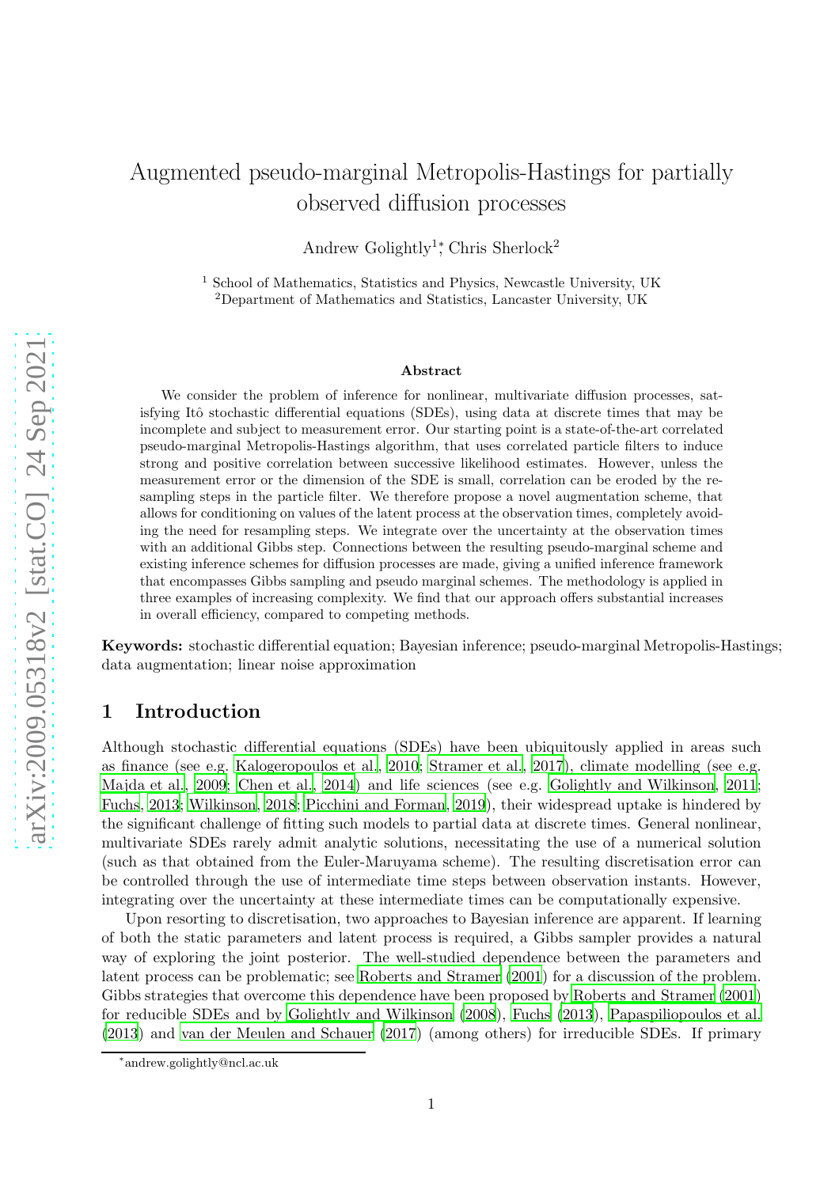# Augmented pseudo-marginal Metropolis-Hastings for partially observed diffusion processes

Andrew Golightly[1]*, Chris Sherlock[2]

[1] School of Mathematics, Statistics and Physics, Newcastle University, UK
[2] Department of Mathematics and Statistics, Lancaster University, UK

arXiv:2009.05318v2 [stat.CO] 24 Sep 2021

### Abstract

We consider the problem of inference for nonlinear, multivariate diffusion processes, satisfying Itô stochastic differential equations (SDEs), using data at discrete times that may be incomplete and subject to measurement error. Our starting point is a state-of-the-art correlated pseudo-marginal Metropolis-Hastings algorithm, that uses correlated particle filters to induce strong and positive correlation between successive likelihood estimates. However, unless the measurement error or the dimension of the SDE is small, correlation can be eroded by the resampling steps in the particle filter. We therefore propose a novel augmentation scheme, that allows for conditioning on values of the latent process at the observation times, completely avoiding the need for resampling steps. We integrate over the uncertainty at the observation times with an additional Gibbs step. Connections between the resulting pseudo-marginal scheme and existing inference schemes for diffusion processes are made, giving a unified inference framework that encompasses Gibbs sampling and pseudo marginal schemes. The methodology is applied in three examples of increasing complexity. We find that our approach offers substantial increases in overall efficiency, compared to competing methods.

**Keywords:** stochastic differential equation; Bayesian inference; pseudo-marginal Metropolis-Hastings; data augmentation; linear noise approximation

## 1 Introduction

Although stochastic differential equations (SDEs) have been ubiquitously applied in areas such as finance (see e.g. Kalogeropoulos et al., 2010; Stramer et al., 2017), climate modelling (see e.g. Majda et al., 2009; Chen et al., 2014) and life sciences (see e.g. Golightly and Wilkinson, 2011; Fuchs, 2013; Wilkinson, 2018; Picchini and Forman, 2019), their widespread uptake is hindered by the significant challenge of fitting such models to partial data at discrete times. General nonlinear, multivariate SDEs rarely admit analytic solutions, necessitating the use of a numerical solution (such as that obtained from the Euler-Maruyama scheme). The resulting discretisation error can be controlled through the use of intermediate time steps between observation instants. However, integrating over the uncertainty at these intermediate times can be computationally expensive.

Upon resorting to discretisation, two approaches to Bayesian inference are apparent. If learning of both the static parameters and latent process is required, a Gibbs sampler provides a natural way of exploring the joint posterior. The well-studied dependence between the parameters and latent process can be problematic; see Roberts and Stramer (2001) for a discussion of the problem. Gibbs strategies that overcome this dependence have been proposed by Roberts and Stramer (2001) for reducible SDEs and by Golightly and Wilkinson (2008), Fuchs (2013), Papaspiliopoulos et al. (2013) and van der Meulen and Schauer (2017) (among others) for irreducible SDEs. If primary

*andrew.golightly@ncl.ac.uk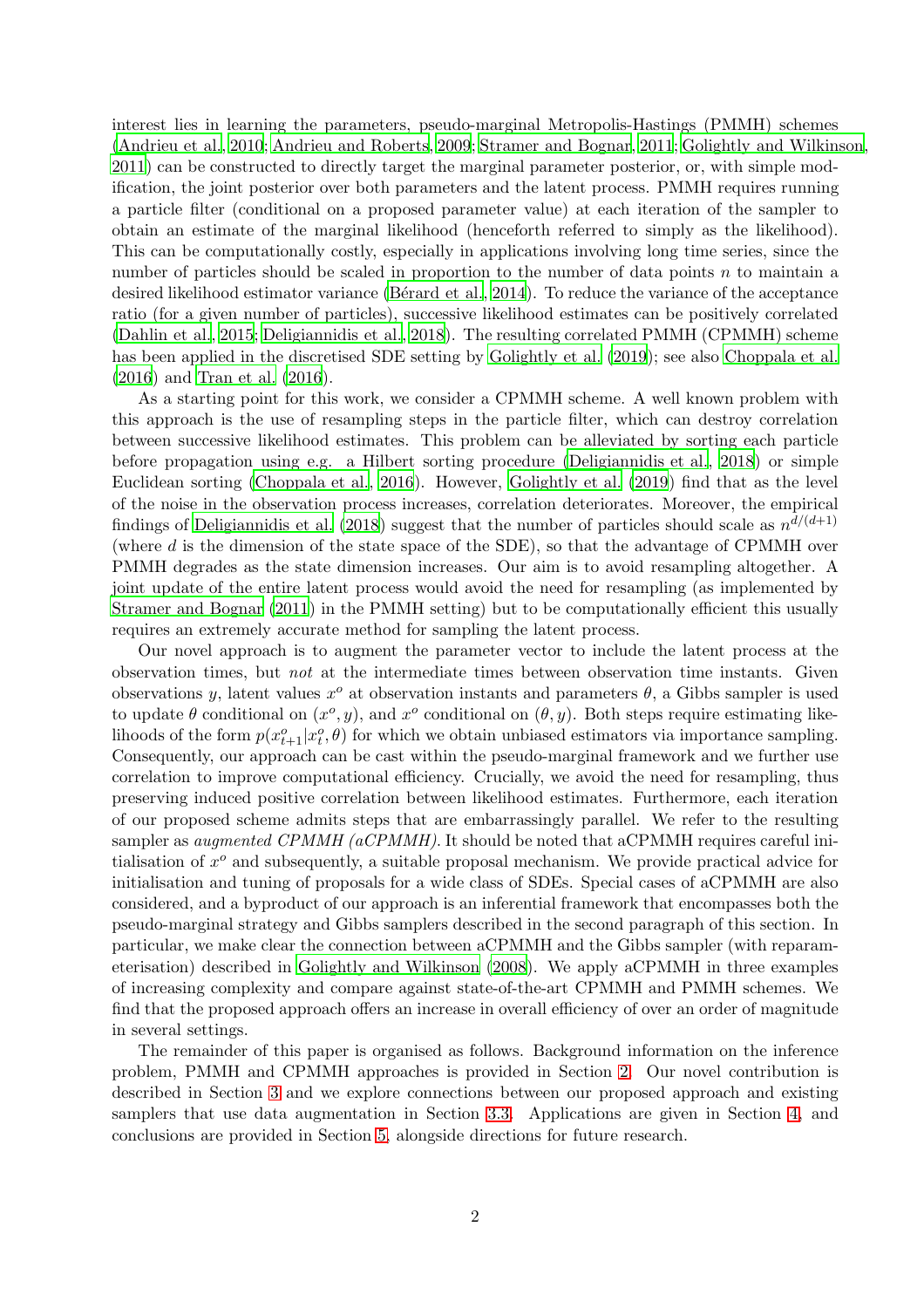interest lies in learning the parameters, pseudo-marginal Metropolis-Hastings (PMMH) schemes (Andrieu et al., 2010; Andrieu and Roberts, 2009; Stramer and Bognar, 2011; Golightly and Wilkinson, 2011) can be constructed to directly target the marginal parameter posterior, or, with simple modification, the joint posterior over both parameters and the latent process. PMMH requires running a particle filter (conditional on a proposed parameter value) at each iteration of the sampler to obtain an estimate of the marginal likelihood (henceforth referred to simply as the likelihood). This can be computationally costly, especially in applications involving long time series, since the number of particles should be scaled in proportion to the number of data points $n$ to maintain a desired likelihood estimator variance (Bérard et al., 2014). To reduce the variance of the acceptance ratio (for a given number of particles), successive likelihood estimates can be positively correlated (Dahlin et al., 2015; Deligiannidis et al., 2018). The resulting correlated PMMH (CPMMH) scheme has been applied in the discretised SDE setting by Golightly et al. (2019); see also Choppala et al. (2016) and Tran et al. (2016).

As a starting point for this work, we consider a CPMMH scheme. A well known problem with this approach is the use of resampling steps in the particle filter, which can destroy correlation between successive likelihood estimates. This problem can be alleviated by sorting each particle before propagation using e.g. a Hilbert sorting procedure (Deligiannidis et al., 2018) or simple Euclidean sorting (Choppala et al., 2016). However, Golightly et al. (2019) find that as the level of the noise in the observation process increases, correlation deteriorates. Moreover, the empirical findings of Deligiannidis et al. (2018) suggest that the number of particles should scale as $n^{d/(d+1)}$ (where $d$ is the dimension of the state space of the SDE), so that the advantage of CPMMH over PMMH degrades as the state dimension increases. Our aim is to avoid resampling altogether. A joint update of the entire latent process would avoid the need for resampling (as implemented by Stramer and Bognar (2011) in the PMMH setting) but to be computationally efficient this usually requires an extremely accurate method for sampling the latent process.

Our novel approach is to augment the parameter vector to include the latent process at the observation times, but *not* at the intermediate times between observation time instants. Given observations $y$, latent values $x^o$ at observation instants and parameters $\theta$, a Gibbs sampler is used to update $\theta$ conditional on $(x^o, y)$, and $x^o$ conditional on $(\theta, y)$. Both steps require estimating likelihoods of the form $p(x^o_{t+1}|x^o_t, \theta)$ for which we obtain unbiased estimators via importance sampling. Consequently, our approach can be cast within the pseudo-marginal framework and we further use correlation to improve computational efficiency. Crucially, we avoid the need for resampling, thus preserving induced positive correlation between likelihood estimates. Furthermore, each iteration of our proposed scheme admits steps that are embarrassingly parallel. We refer to the resulting sampler as *augmented CPMMH (aCPMMH)*. It should be noted that aCPMMH requires careful initialisation of $x^o$ and subsequently, a suitable proposal mechanism. We provide practical advice for initialisation and tuning of proposals for a wide class of SDEs. Special cases of aCPMMH are also considered, and a byproduct of our approach is an inferential framework that encompasses both the pseudo-marginal strategy and Gibbs samplers described in the second paragraph of this section. In particular, we make clear the connection between aCPMMH and the Gibbs sampler (with reparameterisation) described in Golightly and Wilkinson (2008). We apply aCPMMH in three examples of increasing complexity and compare against state-of-the-art CPMMH and PMMH schemes. We find that the proposed approach offers an increase in overall efficiency of over an order of magnitude in several settings.

The remainder of this paper is organised as follows. Background information on the inference problem, PMMH and CPMMH approaches is provided in Section 2. Our novel contribution is described in Section 3 and we explore connections between our proposed approach and existing samplers that use data augmentation in Section 3.3. Applications are given in Section 4, and conclusions are provided in Section 5, alongside directions for future research.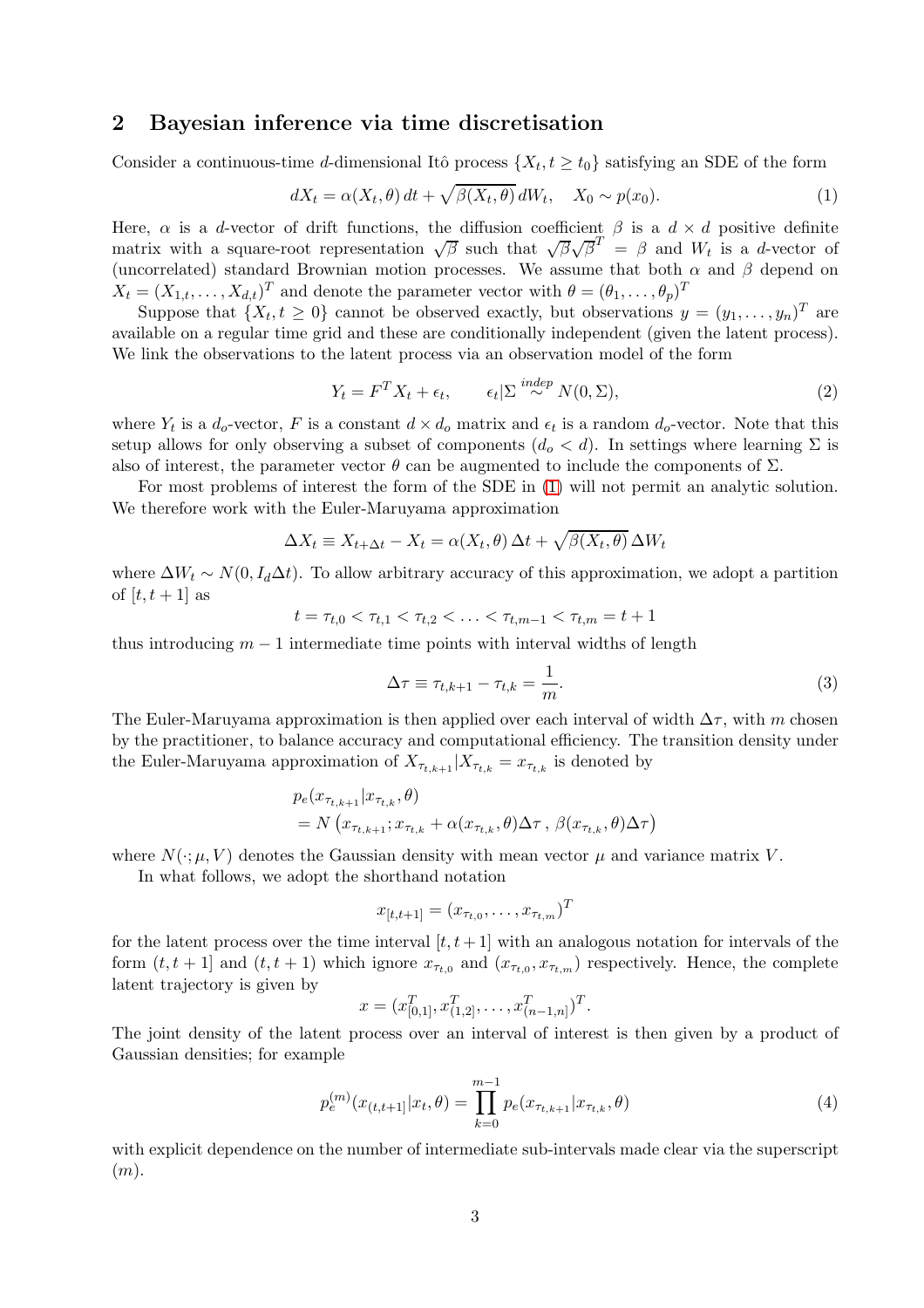## 2 Bayesian inference via time discretisation

Consider a continuous-time $d$-dimensional Itô process $\{X_t, t \geq t_0\}$ satisfying an SDE of the form

$$dX_t = \alpha(X_t, \theta)\, dt + \sqrt{\beta(X_t, \theta)}\, dW_t, \quad X_0 \sim p(x_0). \tag{1}$$

Here, $\alpha$ is a $d$-vector of drift functions, the diffusion coefficient $\beta$ is a $d \times d$ positive definite matrix with a square-root representation $\sqrt{\beta}$ such that $\sqrt{\beta}\sqrt{\beta}^T = \beta$ and $W_t$ is a $d$-vector of (uncorrelated) standard Brownian motion processes. We assume that both $\alpha$ and $\beta$ depend on $X_t = (X_{1,t}, \dots, X_{d,t})^T$ and denote the parameter vector with $\theta = (\theta_1, \dots, \theta_p)^T$

Suppose that $\{X_t, t \geq 0\}$ cannot be observed exactly, but observations $y = (y_1, \dots, y_n)^T$ are available on a regular time grid and these are conditionally independent (given the latent process). We link the observations to the latent process via an observation model of the form

$$Y_t = F^T X_t + \epsilon_t, \qquad \epsilon_t | \Sigma \overset{indep}{\sim} N(0, \Sigma), \tag{2}$$

where $Y_t$ is a $d_o$-vector, $F$ is a constant $d \times d_o$ matrix and $\epsilon_t$ is a random $d_o$-vector. Note that this setup allows for only observing a subset of components ($d_o < d$). In settings where learning $\Sigma$ is also of interest, the parameter vector $\theta$ can be augmented to include the components of $\Sigma$.

For most problems of interest the form of the SDE in (1) will not permit an analytic solution. We therefore work with the Euler-Maruyama approximation

$$\Delta X_t \equiv X_{t+\Delta t} - X_t = \alpha(X_t, \theta)\, \Delta t + \sqrt{\beta(X_t, \theta)}\, \Delta W_t$$

where $\Delta W_t \sim N(0, I_d \Delta t)$. To allow arbitrary accuracy of this approximation, we adopt a partition of $[t, t+1]$ as

$$t = \tau_{t,0} < \tau_{t,1} < \tau_{t,2} < \ldots < \tau_{t,m-1} < \tau_{t,m} = t+1$$

thus introducing $m-1$ intermediate time points with interval widths of length

$$\Delta\tau \equiv \tau_{t,k+1} - \tau_{t,k} = \frac{1}{m}. \tag{3}$$

The Euler-Maruyama approximation is then applied over each interval of width $\Delta\tau$, with $m$ chosen by the practitioner, to balance accuracy and computational efficiency. The transition density under the Euler-Maruyama approximation of $X_{\tau_{t,k+1}} | X_{\tau_{t,k}} = x_{\tau_{t,k}}$ is denoted by

$$\begin{aligned} &p_e(x_{\tau_{t,k+1}} | x_{\tau_{t,k}}, \theta) \\ &= N\left(x_{\tau_{t,k+1}}; x_{\tau_{t,k}} + \alpha(x_{\tau_{t,k}}, \theta)\Delta\tau \,,\, \beta(x_{\tau_{t,k}}, \theta)\Delta\tau\right) \end{aligned}$$

where $N(\cdot; \mu, V)$ denotes the Gaussian density with mean vector $\mu$ and variance matrix $V$.

In what follows, we adopt the shorthand notation

$$x_{[t,t+1]} = (x_{\tau_{t,0}}, \dots, x_{\tau_{t,m}})^T$$

for the latent process over the time interval $[t, t+1]$ with an analogous notation for intervals of the form $(t, t+1]$ and $(t, t+1)$ which ignore $x_{\tau_{t,0}}$ and $(x_{\tau_{t,0}}, x_{\tau_{t,m}})$ respectively. Hence, the complete latent trajectory is given by

$$x = (x_{[0,1]}^T, x_{(1,2]}^T, \dots, x_{(n-1,n]}^T)^T.$$

The joint density of the latent process over an interval of interest is then given by a product of Gaussian densities; for example

$$p_e^{(m)}(x_{(t,t+1]} | x_t, \theta) = \prod_{k=0}^{m-1} p_e(x_{\tau_{t,k+1}} | x_{\tau_{t,k}}, \theta) \tag{4}$$

with explicit dependence on the number of intermediate sub-intervals made clear via the superscript $(m)$.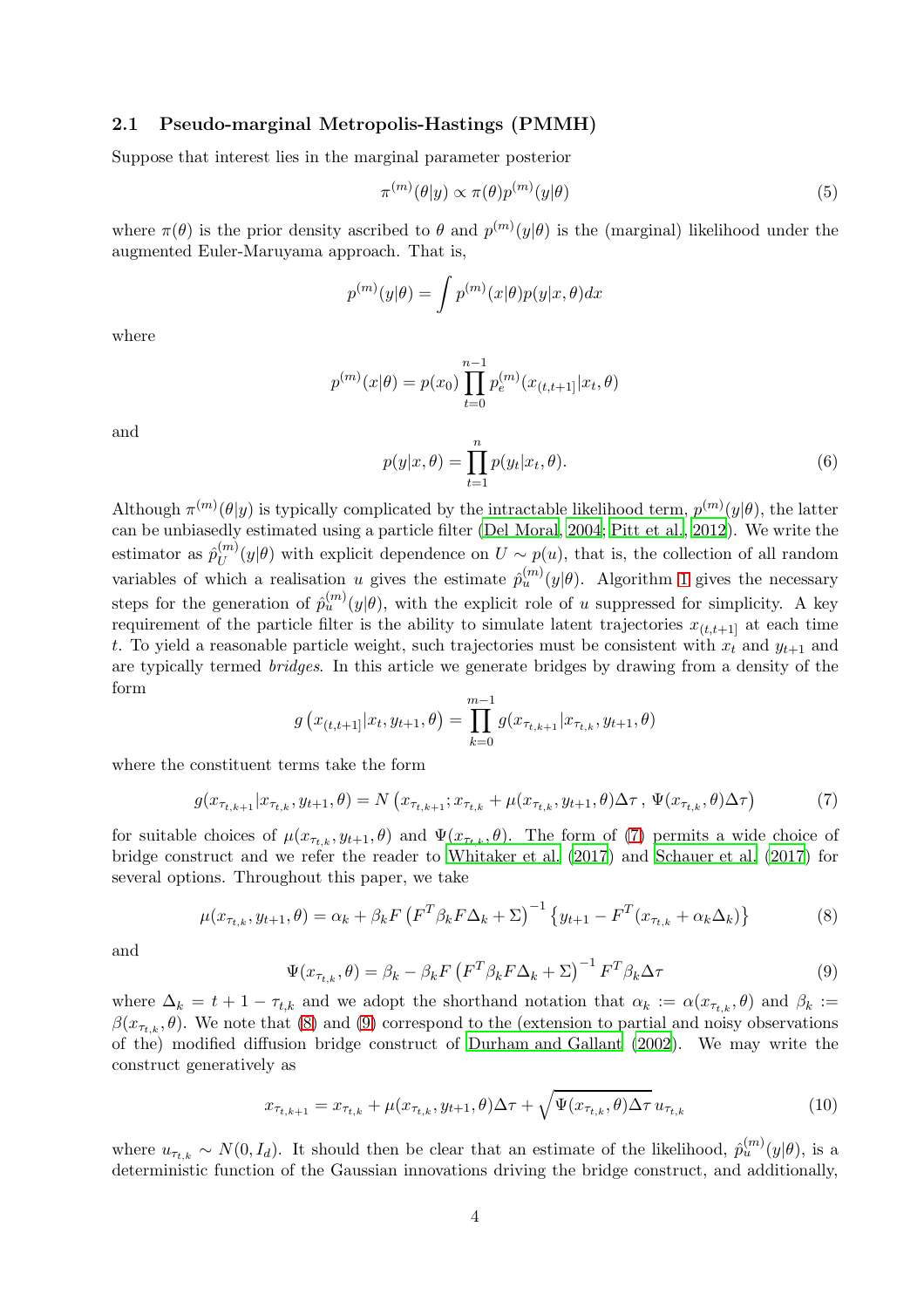### 2.1 Pseudo-marginal Metropolis-Hastings (PMMH)

Suppose that interest lies in the marginal parameter posterior

$$\pi^{(m)}(\theta|y) \propto \pi(\theta)p^{(m)}(y|\theta) \tag{5}$$

where $\pi(\theta)$ is the prior density ascribed to $\theta$ and $p^{(m)}(y|\theta)$ is the (marginal) likelihood under the augmented Euler-Maruyama approach. That is,

$$p^{(m)}(y|\theta) = \int p^{(m)}(x|\theta)p(y|x,\theta)dx$$

where

$$p^{(m)}(x|\theta) = p(x_0)\prod_{t=0}^{n-1} p_e^{(m)}(x_{(t,t+1]}|x_t,\theta)$$

and

$$p(y|x,\theta) = \prod_{t=1}^{n} p(y_t|x_t,\theta). \tag{6}$$

Although $\pi^{(m)}(\theta|y)$ is typically complicated by the intractable likelihood term, $p^{(m)}(y|\theta)$, the latter can be unbiasedly estimated using a particle filter (Del Moral, 2004; Pitt et al., 2012). We write the estimator as $\hat{p}_U^{(m)}(y|\theta)$ with explicit dependence on $U \sim p(u)$, that is, the collection of all random variables of which a realisation $u$ gives the estimate $\hat{p}_u^{(m)}(y|\theta)$. Algorithm 1 gives the necessary steps for the generation of $\hat{p}_u^{(m)}(y|\theta)$, with the explicit role of $u$ suppressed for simplicity. A key requirement of the particle filter is the ability to simulate latent trajectories $x_{(t,t+1]}$ at each time $t$. To yield a reasonable particle weight, such trajectories must be consistent with $x_t$ and $y_{t+1}$ and are typically termed *bridges*. In this article we generate bridges by drawing from a density of the form

$$g\left(x_{(t,t+1]}|x_t, y_{t+1},\theta\right) = \prod_{k=0}^{m-1} g(x_{\tau_{t,k+1}}|x_{\tau_{t,k}}, y_{t+1},\theta)$$

where the constituent terms take the form

$$g(x_{\tau_{t,k+1}}|x_{\tau_{t,k}}, y_{t+1},\theta) = N\left(x_{\tau_{t,k+1}}; x_{\tau_{t,k}} + \mu(x_{\tau_{t,k}}, y_{t+1},\theta)\Delta\tau\,,\ \Psi(x_{\tau_{t,k}},\theta)\Delta\tau\right) \tag{7}$$

for suitable choices of $\mu(x_{\tau_{t,k}}, y_{t+1},\theta)$ and $\Psi(x_{\tau_{t,k}},\theta)$. The form of (7) permits a wide choice of bridge construct and we refer the reader to Whitaker et al. (2017) and Schauer et al. (2017) for several options. Throughout this paper, we take

$$\mu(x_{\tau_{t,k}}, y_{t+1},\theta) = \alpha_k + \beta_k F\left(F^T\beta_k F\Delta_k + \Sigma\right)^{-1}\left\{y_{t+1} - F^T(x_{\tau_{t,k}} + \alpha_k\Delta_k)\right\} \tag{8}$$

and

$$\Psi(x_{\tau_{t,k}},\theta) = \beta_k - \beta_k F\left(F^T\beta_k F\Delta_k + \Sigma\right)^{-1}F^T\beta_k\Delta\tau \tag{9}$$

where $\Delta_k = t+1-\tau_{t,k}$ and we adopt the shorthand notation that $\alpha_k := \alpha(x_{\tau_{t,k}},\theta)$ and $\beta_k := \beta(x_{\tau_{t,k}},\theta)$. We note that (8) and (9) correspond to the (extension to partial and noisy observations of the) modified diffusion bridge construct of Durham and Gallant (2002). We may write the construct generatively as

$$x_{\tau_{t,k+1}} = x_{\tau_{t,k}} + \mu(x_{\tau_{t,k}}, y_{t+1},\theta)\Delta\tau + \sqrt{\Psi(x_{\tau_{t,k}},\theta)\Delta\tau}\, u_{\tau_{t,k}} \tag{10}$$

where $u_{\tau_{t,k}} \sim N(0, I_d)$. It should then be clear that an estimate of the likelihood, $\hat{p}_u^{(m)}(y|\theta)$, is a deterministic function of the Gaussian innovations driving the bridge construct, and additionally,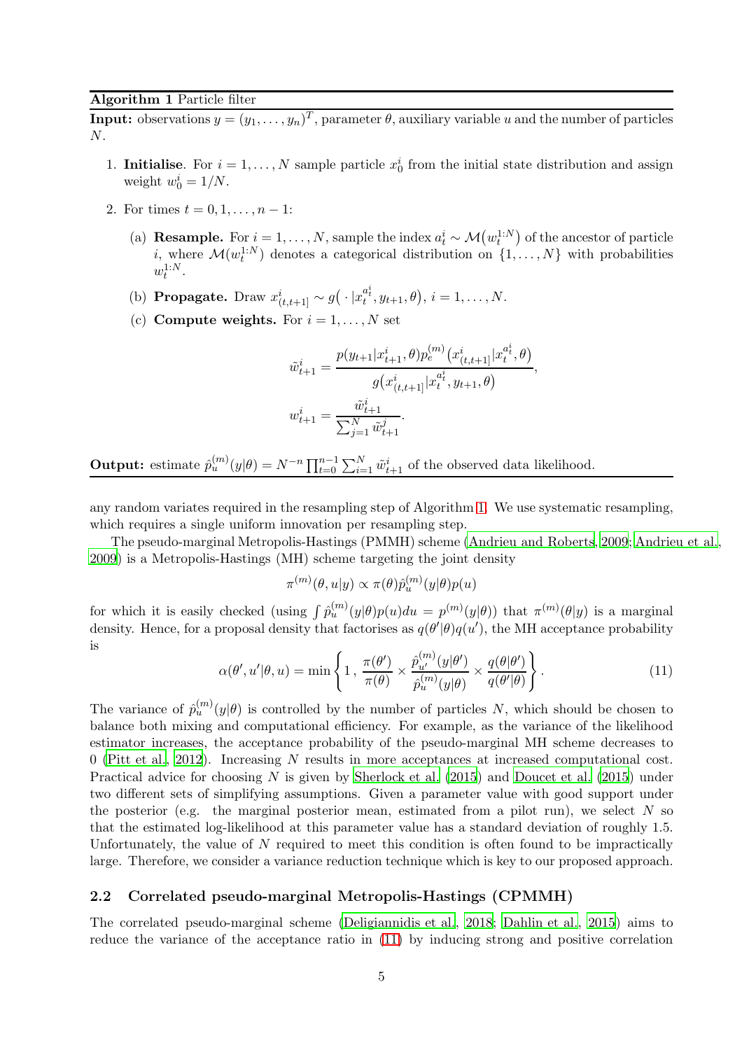**Algorithm 1** Particle filter

**Input:** observations $y = (y_1, \dots, y_n)^T$, parameter $\theta$, auxiliary variable $u$ and the number of particles $N$.

1. **Initialise**. For $i = 1, \dots, N$ sample particle $x_0^i$ from the initial state distribution and assign weight $w_0^i = 1/N$.
2. For times $t = 0, 1, \dots, n-1$:
   (a) **Resample.** For $i = 1, \dots, N$, sample the index $a_t^i \sim \mathcal{M}\big(w_t^{1:N}\big)$ of the ancestor of particle $i$, where $\mathcal{M}(w_t^{1:N})$ denotes a categorical distribution on $\{1, \dots, N\}$ with probabilities $w_t^{1:N}$.
   (b) **Propagate.** Draw $x^i_{(t,t+1]} \sim g\big(\,\cdot\,|x_t^{a_t^i}, y_{t+1}, \theta\big)$, $i = 1, \dots, N$.
   (c) **Compute weights.** For $i = 1, \dots, N$ set

$$\tilde{w}_{t+1}^i = \frac{p(y_{t+1}|x_{t+1}^i, \theta) p_e^{(m)}\big(x^i_{(t,t+1]}|x_t^{a_t^i}, \theta\big)}{g\big(x^i_{(t,t+1]}|x_t^{a_t^i}, y_{t+1}, \theta\big)},$$

$$w_{t+1}^i = \frac{\tilde{w}_{t+1}^i}{\sum_{j=1}^N \tilde{w}_{t+1}^j}.$$

**Output:** estimate $\hat{p}_u^{(m)}(y|\theta) = N^{-n} \prod_{t=0}^{n-1} \sum_{i=1}^N \tilde{w}_{t+1}^i$ of the observed data likelihood.

any random variates required in the resampling step of Algorithm 1. We use systematic resampling, which requires a single uniform innovation per resampling step.

The pseudo-marginal Metropolis-Hastings (PMMH) scheme (Andrieu and Roberts, 2009; Andrieu et al., 2009) is a Metropolis-Hastings (MH) scheme targeting the joint density

$$\pi^{(m)}(\theta, u|y) \propto \pi(\theta) \hat{p}_u^{(m)}(y|\theta) p(u)$$

for which it is easily checked (using $\int \hat{p}_u^{(m)}(y|\theta)p(u)du = p^{(m)}(y|\theta)$) that $\pi^{(m)}(\theta|y)$ is a marginal density. Hence, for a proposal density that factorises as $q(\theta'|\theta)q(u')$, the MH acceptance probability is

$$\alpha(\theta', u'|\theta, u) = \min\left\{1\,,\, \frac{\pi(\theta')}{\pi(\theta)} \times \frac{\hat{p}_{u'}^{(m)}(y|\theta')}{\hat{p}_u^{(m)}(y|\theta)} \times \frac{q(\theta|\theta')}{q(\theta'|\theta)}\right\}. \tag{11}$$

The variance of $\hat{p}_u^{(m)}(y|\theta)$ is controlled by the number of particles $N$, which should be chosen to balance both mixing and computational efficiency. For example, as the variance of the likelihood estimator increases, the acceptance probability of the pseudo-marginal MH scheme decreases to 0 (Pitt et al., 2012). Increasing $N$ results in more acceptances at increased computational cost. Practical advice for choosing $N$ is given by Sherlock et al. (2015) and Doucet et al. (2015) under two different sets of simplifying assumptions. Given a parameter value with good support under the posterior (e.g. the marginal posterior mean, estimated from a pilot run), we select $N$ so that the estimated log-likelihood at this parameter value has a standard deviation of roughly 1.5. Unfortunately, the value of $N$ required to meet this condition is often found to be impractically large. Therefore, we consider a variance reduction technique which is key to our proposed approach.

## 2.2 Correlated pseudo-marginal Metropolis-Hastings (CPMMH)

The correlated pseudo-marginal scheme (Deligiannidis et al., 2018; Dahlin et al., 2015) aims to reduce the variance of the acceptance ratio in (11) by inducing strong and positive correlation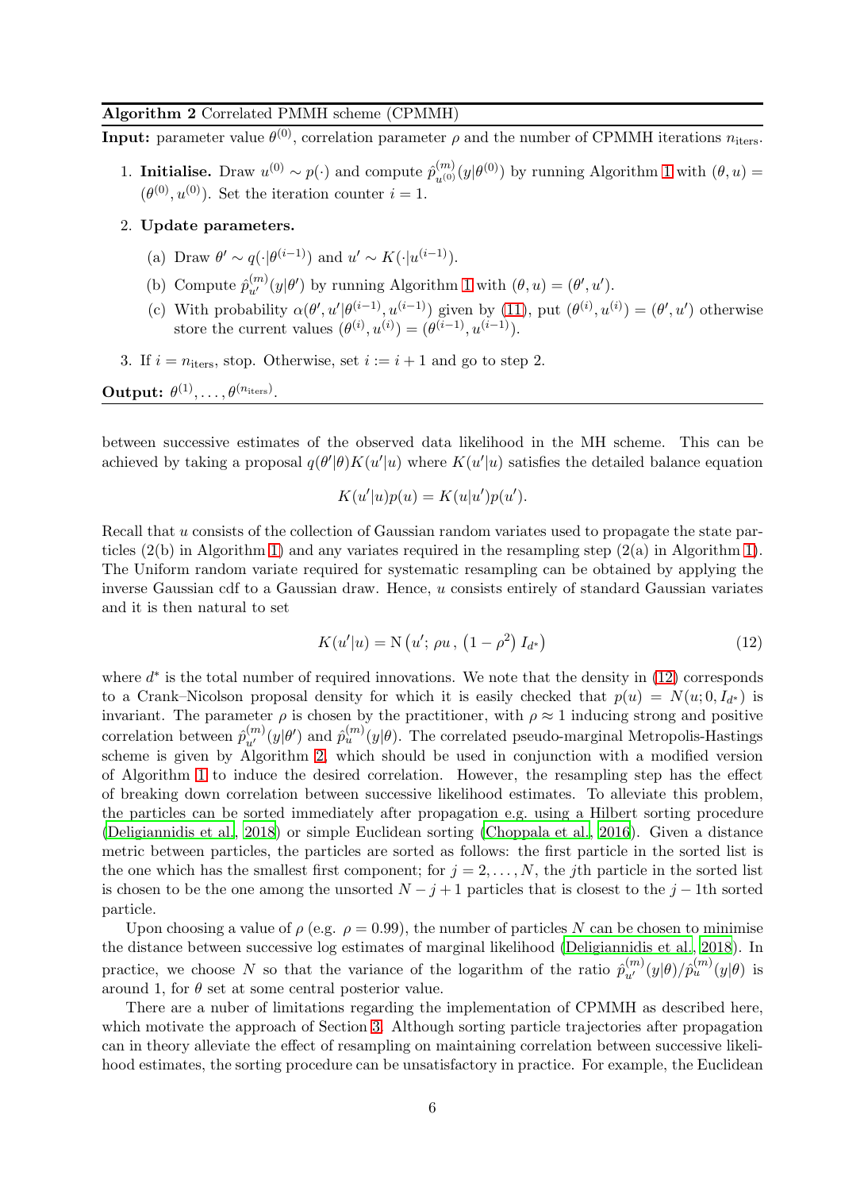**Algorithm 2** Correlated PMMH scheme (CPMMH)

**Input:** parameter value $\theta^{(0)}$, correlation parameter $\rho$ and the number of CPMMH iterations $n_{\text{iters}}$.

1. **Initialise.** Draw $u^{(0)} \sim p(\cdot)$ and compute $\hat{p}^{(m)}_{u^{(0)}}(y|\theta^{(0)})$ by running Algorithm 1 with $(\theta, u) = (\theta^{(0)}, u^{(0)})$. Set the iteration counter $i = 1$.
2. **Update parameters.**
   (a) Draw $\theta' \sim q(\cdot|\theta^{(i-1)})$ and $u' \sim K(\cdot|u^{(i-1)})$.
   (b) Compute $\hat{p}^{(m)}_{u'}(y|\theta')$ by running Algorithm 1 with $(\theta, u) = (\theta', u')$.
   (c) With probability $\alpha(\theta', u'|\theta^{(i-1)}, u^{(i-1)})$ given by (11), put $(\theta^{(i)}, u^{(i)}) = (\theta', u')$ otherwise store the current values $(\theta^{(i)}, u^{(i)}) = (\theta^{(i-1)}, u^{(i-1)})$.
3. If $i = n_{\text{iters}}$, stop. Otherwise, set $i := i + 1$ and go to step 2.

**Output:** $\theta^{(1)}, \ldots, \theta^{(n_{\text{iters}})}$.

between successive estimates of the observed data likelihood in the MH scheme. This can be achieved by taking a proposal $q(\theta'|\theta)K(u'|u)$ where $K(u'|u)$ satisfies the detailed balance equation

$$K(u'|u)p(u) = K(u|u')p(u').$$

Recall that $u$ consists of the collection of Gaussian random variates used to propagate the state particles (2(b) in Algorithm 1) and any variates required in the resampling step (2(a) in Algorithm 1). The Uniform random variate required for systematic resampling can be obtained by applying the inverse Gaussian cdf to a Gaussian draw. Hence, $u$ consists entirely of standard Gaussian variates and it is then natural to set

$$K(u'|u) = \mathrm{N}\left(u';\, \rho u\,,\, \left(1-\rho^2\right) I_{d^*}\right) \tag{12}$$

where $d^*$ is the total number of required innovations. We note that the density in (12) corresponds to a Crank–Nicolson proposal density for which it is easily checked that $p(u) = N(u; 0, I_{d^*})$ is invariant. The parameter $\rho$ is chosen by the practitioner, with $\rho \approx 1$ inducing strong and positive correlation between $\hat{p}^{(m)}_{u'}(y|\theta')$ and $\hat{p}^{(m)}_{u}(y|\theta)$. The correlated pseudo-marginal Metropolis-Hastings scheme is given by Algorithm 2, which should be used in conjunction with a modified version of Algorithm 1 to induce the desired correlation. However, the resampling step has the effect of breaking down correlation between successive likelihood estimates. To alleviate this problem, the particles can be sorted immediately after propagation e.g. using a Hilbert sorting procedure (Deligiannidis et al., 2018) or simple Euclidean sorting (Choppala et al., 2016). Given a distance metric between particles, the particles are sorted as follows: the first particle in the sorted list is the one which has the smallest first component; for $j = 2, \ldots, N$, the $j$th particle in the sorted list is chosen to be the one among the unsorted $N - j + 1$ particles that is closest to the $j - 1$th sorted particle.

Upon choosing a value of $\rho$ (e.g. $\rho = 0.99$), the number of particles $N$ can be chosen to minimise the distance between successive log estimates of marginal likelihood (Deligiannidis et al., 2018). In practice, we choose $N$ so that the variance of the logarithm of the ratio $\hat{p}^{(m)}_{u'}(y|\theta)/\hat{p}^{(m)}_{u}(y|\theta)$ is around 1, for $\theta$ set at some central posterior value.

There are a nuber of limitations regarding the implementation of CPMMH as described here, which motivate the approach of Section 3. Although sorting particle trajectories after propagation can in theory alleviate the effect of resampling on maintaining correlation between successive likelihood estimates, the sorting procedure can be unsatisfactory in practice. For example, the Euclidean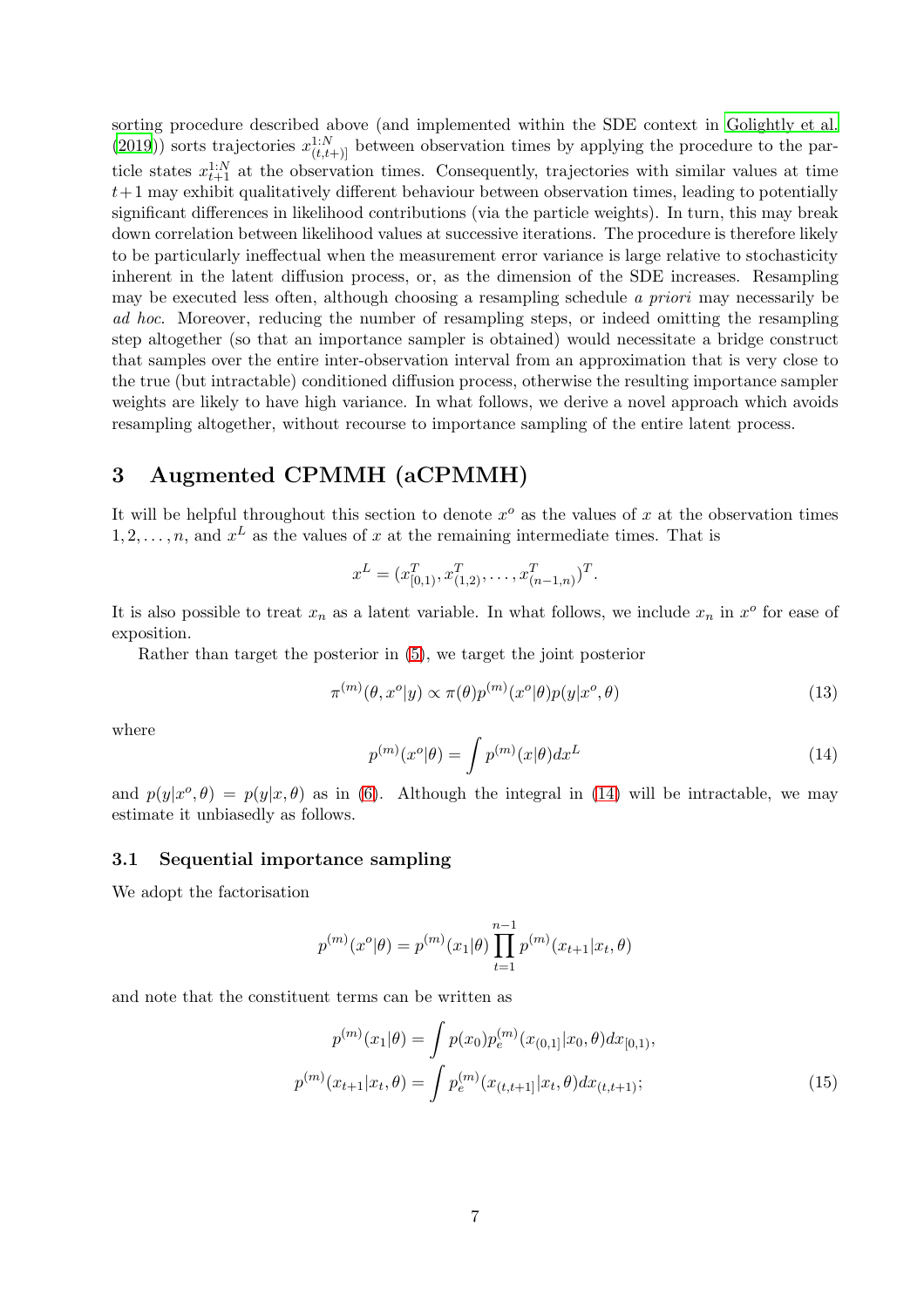sorting procedure described above (and implemented within the SDE context in Golightly et al. (2019)) sorts trajectories $x^{1:N}_{(t,t+)]}$ between observation times by applying the procedure to the particle states $x^{1:N}_{t+1}$ at the observation times. Consequently, trajectories with similar values at time $t+1$ may exhibit qualitatively different behaviour between observation times, leading to potentially significant differences in likelihood contributions (via the particle weights). In turn, this may break down correlation between likelihood values at successive iterations. The procedure is therefore likely to be particularly ineffectual when the measurement error variance is large relative to stochasticity inherent in the latent diffusion process, or, as the dimension of the SDE increases. Resampling may be executed less often, although choosing a resampling schedule *a priori* may necessarily be *ad hoc*. Moreover, reducing the number of resampling steps, or indeed omitting the resampling step altogether (so that an importance sampler is obtained) would necessitate a bridge construct that samples over the entire inter-observation interval from an approximation that is very close to the true (but intractable) conditioned diffusion process, otherwise the resulting importance sampler weights are likely to have high variance. In what follows, we derive a novel approach which avoids resampling altogether, without recourse to importance sampling of the entire latent process.

## 3 Augmented CPMMH (aCPMMH)

It will be helpful throughout this section to denote $x^o$ as the values of $x$ at the observation times $1, 2, \ldots, n$, and $x^L$ as the values of $x$ at the remaining intermediate times. That is

$$x^L = (x^T_{[0,1)}, x^T_{(1,2)}, \ldots, x^T_{(n-1,n)})^T.$$

It is also possible to treat $x_n$ as a latent variable. In what follows, we include $x_n$ in $x^o$ for ease of exposition.

Rather than target the posterior in (5), we target the joint posterior

$$\pi^{(m)}(\theta, x^o|y) \propto \pi(\theta) p^{(m)}(x^o|\theta) p(y|x^o, \theta) \tag{13}$$

where

$$p^{(m)}(x^o|\theta) = \int p^{(m)}(x|\theta) dx^L \tag{14}$$

and $p(y|x^o, \theta) = p(y|x, \theta)$ as in (6). Although the integral in (14) will be intractable, we may estimate it unbiasedly as follows.

### 3.1 Sequential importance sampling

We adopt the factorisation

$$p^{(m)}(x^o|\theta) = p^{(m)}(x_1|\theta) \prod_{t=1}^{n-1} p^{(m)}(x_{t+1}|x_t, \theta)$$

and note that the constituent terms can be written as

$$\begin{aligned} p^{(m)}(x_1|\theta) &= \int p(x_0) p_e^{(m)}(x_{(0,1]}|x_0, \theta) dx_{[0,1)}, \\ p^{(m)}(x_{t+1}|x_t, \theta) &= \int p_e^{(m)}(x_{(t,t+1]}|x_t, \theta) dx_{(t,t+1)}; \end{aligned} \tag{15}$$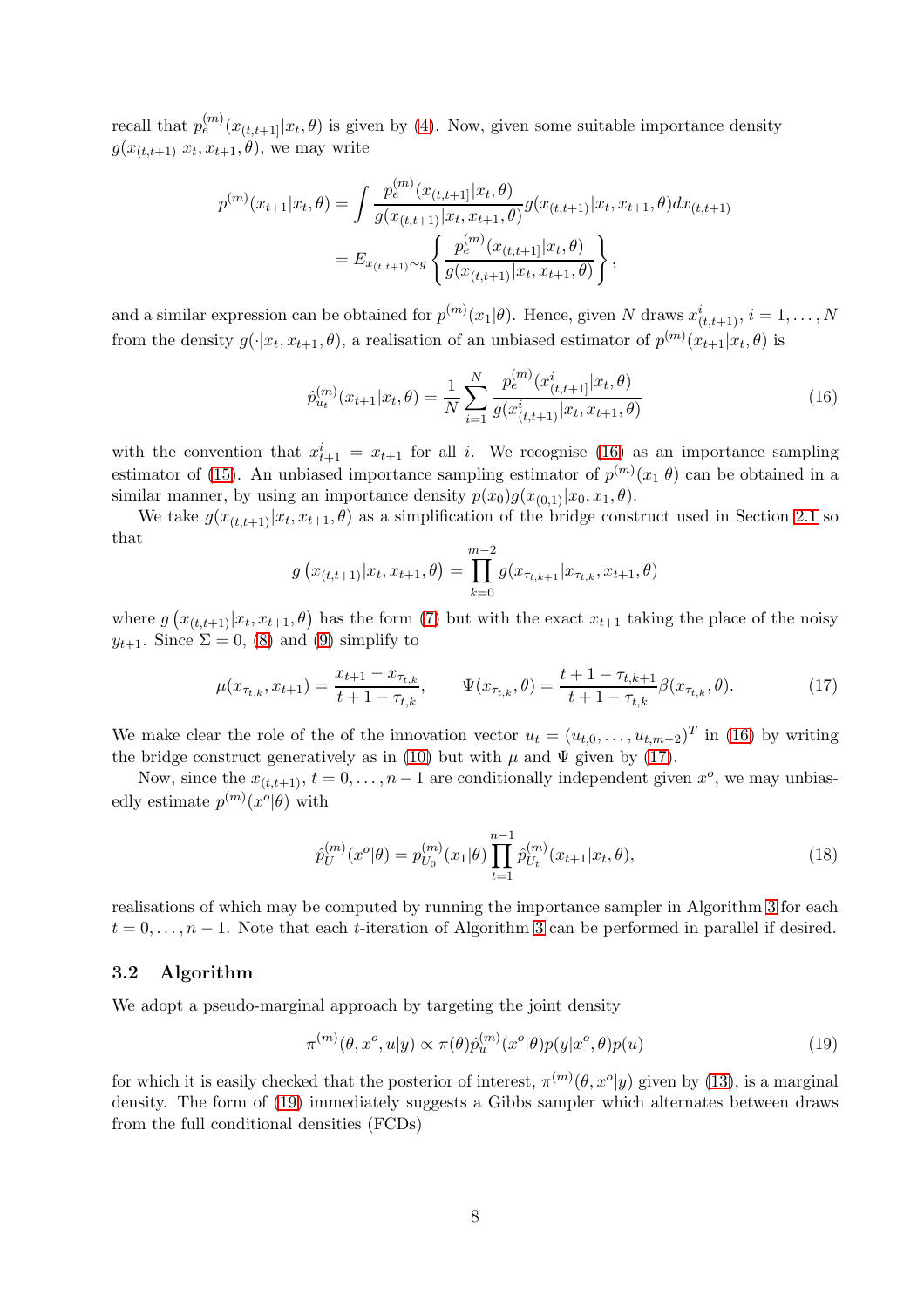recall that $p_e^{(m)}(x_{(t,t+1]}|x_t,\theta)$ is given by (4). Now, given some suitable importance density $g(x_{(t,t+1)}|x_t,x_{t+1},\theta)$, we may write

$$
\begin{aligned}
p^{(m)}(x_{t+1}|x_t,\theta) &= \int \frac{p_e^{(m)}(x_{(t,t+1]}|x_t,\theta)}{g(x_{(t,t+1)}|x_t,x_{t+1},\theta)} g(x_{(t,t+1)}|x_t,x_{t+1},\theta)dx_{(t,t+1)} \\
&= E_{x_{(t,t+1)}\sim g}\left\{ \frac{p_e^{(m)}(x_{(t,t+1]}|x_t,\theta)}{g(x_{(t,t+1)}|x_t,x_{t+1},\theta)} \right\},
\end{aligned}
$$

and a similar expression can be obtained for $p^{(m)}(x_1|\theta)$. Hence, given $N$ draws $x^i_{(t,t+1)}$, $i=1,\ldots,N$ from the density $g(\cdot|x_t,x_{t+1},\theta)$, a realisation of an unbiased estimator of $p^{(m)}(x_{t+1}|x_t,\theta)$ is

$$
\hat{p}^{(m)}_{u_t}(x_{t+1}|x_t,\theta) = \frac{1}{N}\sum_{i=1}^{N} \frac{p_e^{(m)}(x^i_{(t,t+1]}|x_t,\theta)}{g(x^i_{(t,t+1)}|x_t,x_{t+1},\theta)} \tag{16}
$$

with the convention that $x^i_{t+1}=x_{t+1}$ for all $i$. We recognise (16) as an importance sampling estimator of (15). An unbiased importance sampling estimator of $p^{(m)}(x_1|\theta)$ can be obtained in a similar manner, by using an importance density $p(x_0)g(x_{(0,1)}|x_0,x_1,\theta)$.

We take $g(x_{(t,t+1)}|x_t,x_{t+1},\theta)$ as a simplification of the bridge construct used in Section 2.1 so that

$$
g\left(x_{(t,t+1)}|x_t,x_{t+1},\theta\right) = \prod_{k=0}^{m-2} g(x_{\tau_{t,k+1}}|x_{\tau_{t,k}},x_{t+1},\theta)
$$

where $g\left(x_{(t,t+1)}|x_t,x_{t+1},\theta\right)$ has the form (7) but with the exact $x_{t+1}$ taking the place of the noisy $y_{t+1}$. Since $\Sigma=0$, (8) and (9) simplify to

$$
\mu(x_{\tau_{t,k}},x_{t+1}) = \frac{x_{t+1}-x_{\tau_{t,k}}}{t+1-\tau_{t,k}}, \qquad \Psi(x_{\tau_{t,k}},\theta) = \frac{t+1-\tau_{t,k+1}}{t+1-\tau_{t,k}}\beta(x_{\tau_{t,k}},\theta). \tag{17}
$$

We make clear the role of the of the innovation vector $u_t=(u_{t,0},\ldots,u_{t,m-2})^T$ in (16) by writing the bridge construct generatively as in (10) but with $\mu$ and $\Psi$ given by (17).

Now, since the $x_{(t,t+1)}$, $t=0,\ldots,n-1$ are conditionally independent given $x^o$, we may unbiasedly estimate $p^{(m)}(x^o|\theta)$ with

$$
\hat{p}^{(m)}_U(x^o|\theta) = p^{(m)}_{U_0}(x_1|\theta)\prod_{t=1}^{n-1}\hat{p}^{(m)}_{U_t}(x_{t+1}|x_t,\theta), \tag{18}
$$

realisations of which may be computed by running the importance sampler in Algorithm 3 for each $t=0,\ldots,n-1$. Note that each $t$-iteration of Algorithm 3 can be performed in parallel if desired.

### 3.2 Algorithm

We adopt a pseudo-marginal approach by targeting the joint density

$$
\pi^{(m)}(\theta,x^o,u|y) \propto \pi(\theta)\hat{p}^{(m)}_u(x^o|\theta)p(y|x^o,\theta)p(u) \tag{19}
$$

for which it is easily checked that the posterior of interest, $\pi^{(m)}(\theta,x^o|y)$ given by (13), is a marginal density. The form of (19) immediately suggests a Gibbs sampler which alternates between draws from the full conditional densities (FCDs)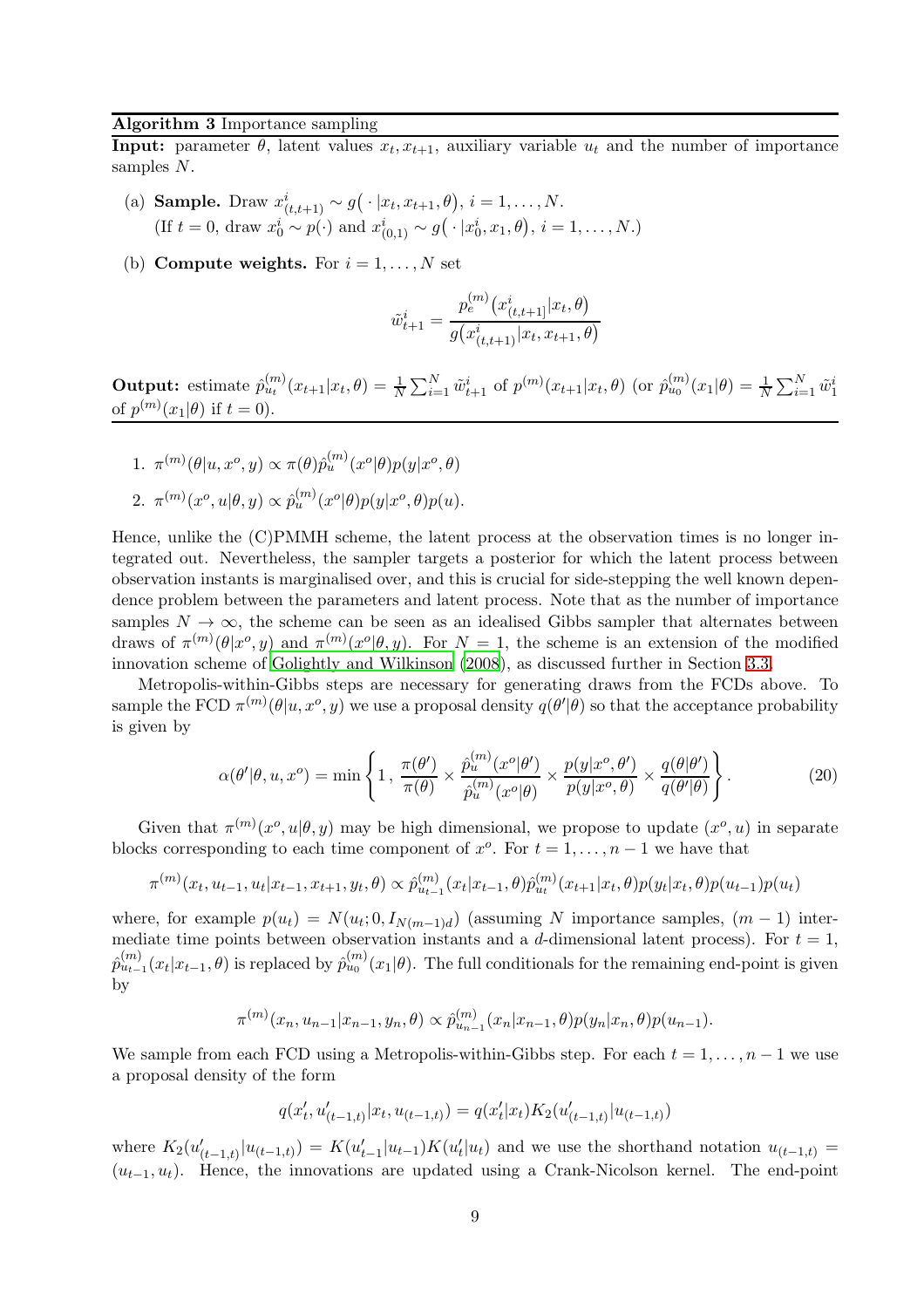**Algorithm 3** Importance sampling

**Input:** parameter $\theta$, latent values $x_t, x_{t+1}$, auxiliary variable $u_t$ and the number of importance samples $N$.

(a) **Sample.** Draw $x^i_{(t,t+1)} \sim g\big(\,\cdot\,|x_t, x_{t+1}, \theta\big)$, $i = 1, \ldots, N$.
(If $t = 0$, draw $x^i_0 \sim p(\cdot)$ and $x^i_{(0,1)} \sim g\big(\,\cdot\,|x^i_0, x_1, \theta\big)$, $i = 1, \ldots, N$.)

(b) **Compute weights.** For $i = 1, \ldots, N$ set

$$\tilde{w}^i_{t+1} = \frac{p^{(m)}_e\big(x^i_{(t,t+1]}|x_t, \theta\big)}{g\big(x^i_{(t,t+1)}|x_t, x_{t+1}, \theta\big)}$$

**Output:** estimate $\hat{p}^{(m)}_{u_t}(x_{t+1}|x_t, \theta) = \frac{1}{N}\sum_{i=1}^N \tilde{w}^i_{t+1}$ of $p^{(m)}(x_{t+1}|x_t, \theta)$ (or $\hat{p}^{(m)}_{u_0}(x_1|\theta) = \frac{1}{N}\sum_{i=1}^N \tilde{w}^i_1$ of $p^{(m)}(x_1|\theta)$ if $t = 0$).

1. $\pi^{(m)}(\theta|u, x^o, y) \propto \pi(\theta)\hat{p}^{(m)}_u(x^o|\theta)p(y|x^o, \theta)$
2. $\pi^{(m)}(x^o, u|\theta, y) \propto \hat{p}^{(m)}_u(x^o|\theta)p(y|x^o, \theta)p(u)$.

Hence, unlike the (C)PMMH scheme, the latent process at the observation times is no longer integrated out. Nevertheless, the sampler targets a posterior for which the latent process between observation instants is marginalised over, and this is crucial for side-stepping the well known dependence problem between the parameters and latent process. Note that as the number of importance samples $N \to \infty$, the scheme can be seen as an idealised Gibbs sampler that alternates between draws of $\pi^{(m)}(\theta|x^o, y)$ and $\pi^{(m)}(x^o|\theta, y)$. For $N = 1$, the scheme is an extension of the modified innovation scheme of Golightly and Wilkinson (2008), as discussed further in Section 3.3.

Metropolis-within-Gibbs steps are necessary for generating draws from the FCDs above. To sample the FCD $\pi^{(m)}(\theta|u, x^o, y)$ we use a proposal density $q(\theta'|\theta)$ so that the acceptance probability is given by

$$\alpha(\theta'|\theta, u, x^o) = \min\left\{1\,,\; \frac{\pi(\theta')}{\pi(\theta)} \times \frac{\hat{p}^{(m)}_u(x^o|\theta')}{\hat{p}^{(m)}_u(x^o|\theta)} \times \frac{p(y|x^o, \theta')}{p(y|x^o, \theta)} \times \frac{q(\theta|\theta')}{q(\theta'|\theta)}\right\}. \tag{20}$$

Given that $\pi^{(m)}(x^o, u|\theta, y)$ may be high dimensional, we propose to update $(x^o, u)$ in separate blocks corresponding to each time component of $x^o$. For $t = 1, \ldots, n-1$ we have that

$$\pi^{(m)}(x_t, u_{t-1}, u_t|x_{t-1}, x_{t+1}, y_t, \theta) \propto \hat{p}^{(m)}_{u_{t-1}}(x_t|x_{t-1}, \theta)\hat{p}^{(m)}_{u_t}(x_{t+1}|x_t, \theta)p(y_t|x_t, \theta)p(u_{t-1})p(u_t)$$

where, for example $p(u_t) = N(u_t; 0, I_{N(m-1)d})$ (assuming $N$ importance samples, $(m-1)$ intermediate time points between observation instants and a $d$-dimensional latent process). For $t = 1$, $\hat{p}^{(m)}_{u_{t-1}}(x_t|x_{t-1}, \theta)$ is replaced by $\hat{p}^{(m)}_{u_0}(x_1|\theta)$. The full conditionals for the remaining end-point is given by

$$\pi^{(m)}(x_n, u_{n-1}|x_{n-1}, y_n, \theta) \propto \hat{p}^{(m)}_{u_{n-1}}(x_n|x_{n-1}, \theta)p(y_n|x_n, \theta)p(u_{n-1}).$$

We sample from each FCD using a Metropolis-within-Gibbs step. For each $t = 1, \ldots, n-1$ we use a proposal density of the form

$$q(x'_t, u'_{(t-1,t)}|x_t, u_{(t-1,t)}) = q(x'_t|x_t)K_2(u'_{(t-1,t)}|u_{(t-1,t)})$$

where $K_2(u'_{(t-1,t)}|u_{(t-1,t)}) = K(u'_{t-1}|u_{t-1})K(u'_t|u_t)$ and we use the shorthand notation $u_{(t-1,t)} = (u_{t-1}, u_t)$. Hence, the innovations are updated using a Crank-Nicolson kernel. The end-point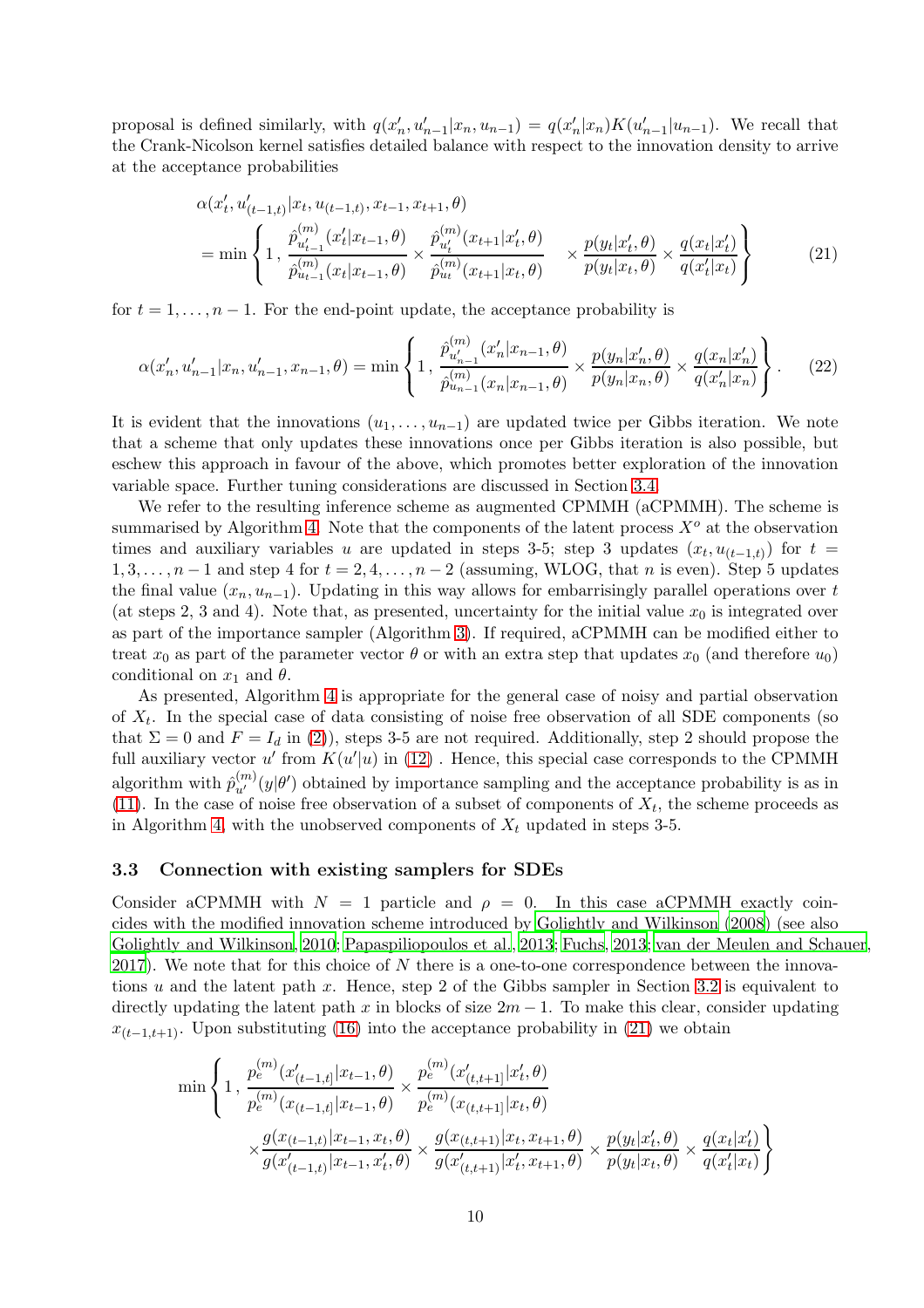proposal is defined similarly, with $q(x_n', u_{n-1}'|x_n, u_{n-1}) = q(x_n'|x_n)K(u_{n-1}'|u_{n-1})$. We recall that the Crank-Nicolson kernel satisfies detailed balance with respect to the innovation density to arrive at the acceptance probabilities

$$
\begin{aligned}
&\alpha(x_t', u_{(t-1,t)}'|x_t, u_{(t-1,t)}, x_{t-1}, x_{t+1}, \theta) \\
&= \min\left\{1\,,\, \frac{\hat{p}^{(m)}_{u_{t-1}'}(x_t'|x_{t-1},\theta)}{\hat{p}^{(m)}_{u_{t-1}}(x_t|x_{t-1},\theta)} \times \frac{\hat{p}^{(m)}_{u_t'}(x_{t+1}|x_t',\theta)}{\hat{p}^{(m)}_{u_t}(x_{t+1}|x_t,\theta)} \quad \times \frac{p(y_t|x_t',\theta)}{p(y_t|x_t,\theta)} \times \frac{q(x_t|x_t')}{q(x_t'|x_t)}\right\}
\end{aligned} \tag{21}
$$

for $t = 1, \ldots, n-1$. For the end-point update, the acceptance probability is

$$
\alpha(x_n', u_{n-1}'|x_n, u_{n-1}', x_{n-1}, \theta) = \min\left\{1\,,\, \frac{\hat{p}^{(m)}_{u_{n-1}'}(x_n'|x_{n-1},\theta)}{\hat{p}^{(m)}_{u_{n-1}}(x_n|x_{n-1},\theta)} \times \frac{p(y_n|x_n',\theta)}{p(y_n|x_n,\theta)} \times \frac{q(x_n|x_n')}{q(x_n'|x_n)}\right\}. \tag{22}
$$

It is evident that the innovations $(u_1, \ldots, u_{n-1})$ are updated twice per Gibbs iteration. We note that a scheme that only updates these innovations once per Gibbs iteration is also possible, but eschew this approach in favour of the above, which promotes better exploration of the innovation variable space. Further tuning considerations are discussed in Section 3.4.

We refer to the resulting inference scheme as augmented CPMMH (aCPMMH). The scheme is summarised by Algorithm 4. Note that the components of the latent process $X^o$ at the observation times and auxiliary variables $u$ are updated in steps 3-5; step 3 updates $(x_t, u_{(t-1,t)})$ for $t = 1, 3, \ldots, n-1$ and step 4 for $t = 2, 4, \ldots, n-2$ (assuming, WLOG, that $n$ is even). Step 5 updates the final value $(x_n, u_{n-1})$. Updating in this way allows for embarrisingly parallel operations over $t$ (at steps 2, 3 and 4). Note that, as presented, uncertainty for the initial value $x_0$ is integrated over as part of the importance sampler (Algorithm 3). If required, aCPMMH can be modified either to treat $x_0$ as part of the parameter vector $\theta$ or with an extra step that updates $x_0$ (and therefore $u_0$) conditional on $x_1$ and $\theta$.

As presented, Algorithm 4 is appropriate for the general case of noisy and partial observation of $X_t$. In the special case of data consisting of noise free observation of all SDE components (so that $\Sigma = 0$ and $F = I_d$ in (2)), steps 3-5 are not required. Additionally, step 2 should propose the full auxiliary vector $u'$ from $K(u'|u)$ in (12) . Hence, this special case corresponds to the CPMMH algorithm with $\hat{p}^{(m)}_{u'}(y|\theta')$ obtained by importance sampling and the acceptance probability is as in (11). In the case of noise free observation of a subset of components of $X_t$, the scheme proceeds as in Algorithm 4, with the unobserved components of $X_t$ updated in steps 3-5.

### 3.3 Connection with existing samplers for SDEs

Consider aCPMMH with $N = 1$ particle and $\rho = 0$. In this case aCPMMH exactly coincides with the modified innovation scheme introduced by Golightly and Wilkinson (2008) (see also Golightly and Wilkinson, 2010; Papaspiliopoulos et al., 2013; Fuchs, 2013; van der Meulen and Schauer, 2017). We note that for this choice of $N$ there is a one-to-one correspondence between the innovations $u$ and the latent path $x$. Hence, step 2 of the Gibbs sampler in Section 3.2 is equivalent to directly updating the latent path $x$ in blocks of size $2m-1$. To make this clear, consider updating $x_{(t-1,t+1)}$. Upon substituting (16) into the acceptance probability in (21) we obtain

$$
\begin{aligned}
\min\Bigg\{1\,,\, &\frac{p_e^{(m)}(x_{(t-1,t]}'|x_{t-1},\theta)}{p_e^{(m)}(x_{(t-1,t]}|x_{t-1},\theta)} \times \frac{p_e^{(m)}(x_{(t,t+1]}'|x_t',\theta)}{p_e^{(m)}(x_{(t,t+1]}|x_t,\theta)} \\
&\times \frac{g(x_{(t-1,t)}|x_{t-1},x_t,\theta)}{g(x_{(t-1,t)}'|x_{t-1},x_t',\theta)} \times \frac{g(x_{(t,t+1)}|x_t,x_{t+1},\theta)}{g(x_{(t,t+1)}'|x_t',x_{t+1},\theta)} \times \frac{p(y_t|x_t',\theta)}{p(y_t|x_t,\theta)} \times \frac{q(x_t|x_t')}{q(x_t'|x_t)}\Bigg\}
\end{aligned}
$$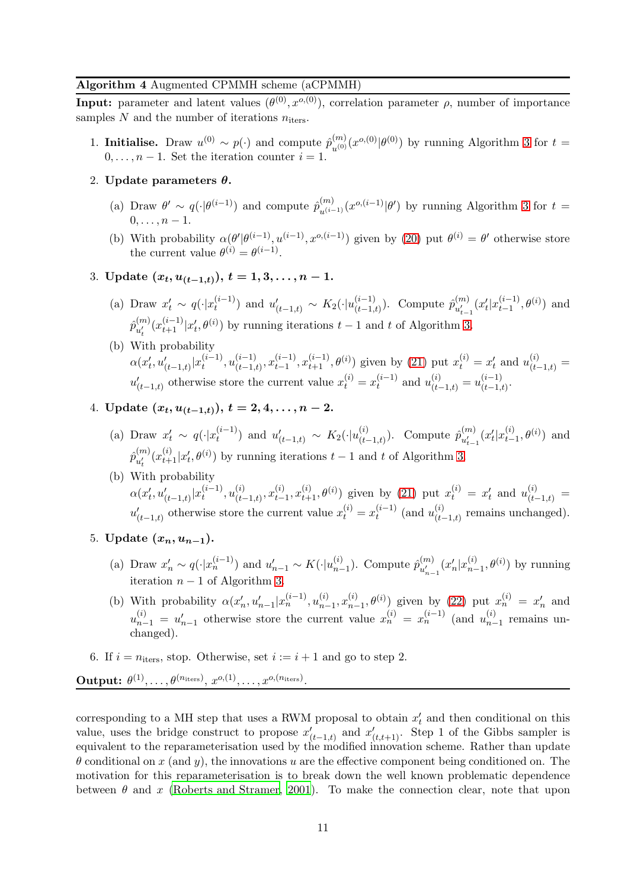**Algorithm 4** Augmented CPMMH scheme (aCPMMH)

**Input:** parameter and latent values $(\theta^{(0)}, x^{o,(0)})$, correlation parameter $\rho$, number of importance samples $N$ and the number of iterations $n_{\text{iters}}$.

1. **Initialise.** Draw $u^{(0)} \sim p(\cdot)$ and compute $\hat{p}^{(m)}_{u^{(0)}}(x^{o,(0)}|\theta^{(0)})$ by running Algorithm 3 for $t = 0, \ldots, n-1$. Set the iteration counter $i = 1$.

2. **Update parameters $\boldsymbol{\theta}$.**
   (a) Draw $\theta' \sim q(\cdot|\theta^{(i-1)})$ and compute $\hat{p}^{(m)}_{u^{(i-1)}}(x^{o,(i-1)}|\theta')$ by running Algorithm 3 for $t = 0, \ldots, n-1$.
   (b) With probability $\alpha(\theta'|\theta^{(i-1)}, u^{(i-1)}, x^{o,(i-1)})$ given by (20) put $\theta^{(i)} = \theta'$ otherwise store the current value $\theta^{(i)} = \theta^{(i-1)}$.

3. **Update $(\boldsymbol{x_t}, \boldsymbol{u_{(t-1,t)}})$, $\boldsymbol{t = 1, 3, \ldots, n-1}$.**
   (a) Draw $x'_t \sim q(\cdot|x_t^{(i-1)})$ and $u'_{(t-1,t)} \sim K_2(\cdot|u^{(i-1)}_{(t-1,t)})$. Compute $\hat{p}^{(m)}_{u'_{t-1}}(x'_t|x^{(i-1)}_{t-1}, \theta^{(i)})$ and $\hat{p}^{(m)}_{u'_t}(x^{(i-1)}_{t+1}|x'_t, \theta^{(i)})$ by running iterations $t-1$ and $t$ of Algorithm 3.
   (b) With probability $\alpha(x'_t, u'_{(t-1,t)}|x_t^{(i-1)}, u^{(i-1)}_{(t-1,t)}, x^{(i-1)}_{t-1}, x^{(i-1)}_{t+1}, \theta^{(i)})$ given by (21) put $x_t^{(i)} = x'_t$ and $u^{(i)}_{(t-1,t)} = u'_{(t-1,t)}$ otherwise store the current value $x_t^{(i)} = x_t^{(i-1)}$ and $u^{(i)}_{(t-1,t)} = u^{(i-1)}_{(t-1,t)}$.

4. **Update $(\boldsymbol{x_t}, \boldsymbol{u_{(t-1,t)}})$, $\boldsymbol{t = 2, 4, \ldots, n-2}$.**
   (a) Draw $x'_t \sim q(\cdot|x_t^{(i-1)})$ and $u'_{(t-1,t)} \sim K_2(\cdot|u^{(i)}_{(t-1,t)})$. Compute $\hat{p}^{(m)}_{u'_{t-1}}(x'_t|x^{(i)}_{t-1}, \theta^{(i)})$ and $\hat{p}^{(m)}_{u'_t}(x^{(i)}_{t+1}|x'_t, \theta^{(i)})$ by running iterations $t-1$ and $t$ of Algorithm 3.
   (b) With probability $\alpha(x'_t, u'_{(t-1,t)}|x_t^{(i-1)}, u^{(i)}_{(t-1,t)}, x^{(i)}_{t-1}, x^{(i)}_{t+1}, \theta^{(i)})$ given by (21) put $x_t^{(i)} = x'_t$ and $u^{(i)}_{(t-1,t)} = u'_{(t-1,t)}$ otherwise store the current value $x_t^{(i)} = x_t^{(i-1)}$ (and $u^{(i)}_{(t-1,t)}$ remains unchanged).

5. **Update $(\boldsymbol{x_n}, \boldsymbol{u_{n-1}})$.**
   (a) Draw $x'_n \sim q(\cdot|x_n^{(i-1)})$ and $u'_{n-1} \sim K(\cdot|u^{(i)}_{n-1})$. Compute $\hat{p}^{(m)}_{u'_{n-1}}(x'_n|x^{(i)}_{n-1}, \theta^{(i)})$ by running iteration $n-1$ of Algorithm 3.
   (b) With probability $\alpha(x'_n, u'_{n-1}|x_n^{(i-1)}, u^{(i)}_{n-1}, x^{(i)}_{n-1}, \theta^{(i)})$ given by (22) put $x_n^{(i)} = x'_n$ and $u^{(i)}_{n-1} = u'_{n-1}$ otherwise store the current value $x_n^{(i)} = x_n^{(i-1)}$ (and $u^{(i)}_{n-1}$ remains unchanged).

6. If $i = n_{\text{iters}}$, stop. Otherwise, set $i := i+1$ and go to step 2.

**Output:** $\theta^{(1)}, \ldots, \theta^{(n_{\text{iters}})}$, $x^{o,(1)}, \ldots, x^{o,(n_{\text{iters}})}$.

corresponding to a MH step that uses a RWM proposal to obtain $x'_t$ and then conditional on this value, uses the bridge construct to propose $x'_{(t-1,t)}$ and $x'_{(t,t+1)}$. Step 1 of the Gibbs sampler is equivalent to the reparameterisation used by the modified innovation scheme. Rather than update $\theta$ conditional on $x$ (and $y$), the innovations $u$ are the effective component being conditioned on. The motivation for this reparameterisation is to break down the well known problematic dependence between $\theta$ and $x$ (Roberts and Stramer, 2001). To make the connection clear, note that upon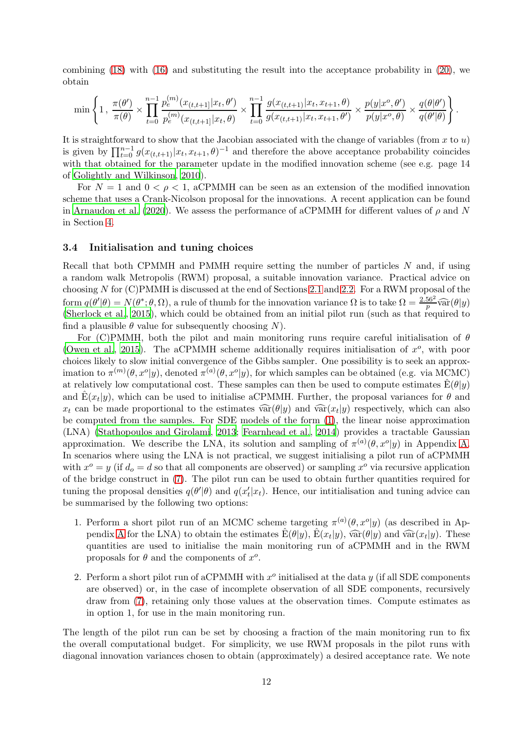combining (18) with (16) and substituting the result into the acceptance probability in (20), we obtain

$$\min\left\{1\,,\;\frac{\pi(\theta')}{\pi(\theta)}\times\prod_{t=0}^{n-1}\frac{p_e^{(m)}(x_{(t,t+1]}|x_t,\theta')}{p_e^{(m)}(x_{(t,t+1]}|x_t,\theta)}\times\prod_{t=0}^{n-1}\frac{g(x_{(t,t+1)}|x_t,x_{t+1},\theta)}{g(x_{(t,t+1)}|x_t,x_{t+1},\theta')}\times\frac{p(y|x^o,\theta')}{p(y|x^o,\theta)}\times\frac{q(\theta|\theta')}{q(\theta'|\theta)}\right\}.$$

It is straightforward to show that the Jacobian associated with the change of variables (from $x$ to $u$) is given by $\prod_{t=0}^{n-1} g(x_{(t,t+1)}|x_t,x_{t+1},\theta)^{-1}$ and therefore the above acceptance probability coincides with that obtained for the parameter update in the modified innovation scheme (see e.g. page 14 of Golightly and Wilkinson, 2010).

For $N=1$ and $0<\rho<1$, aCPMMH can be seen as an extension of the modified innovation scheme that uses a Crank-Nicolson proposal for the innovations. A recent application can be found in Arnaudon et al. (2020). We assess the performance of aCPMMH for different values of $\rho$ and $N$ in Section 4.

### 3.4 Initialisation and tuning choices

Recall that both CPMMH and PMMH require setting the number of particles $N$ and, if using a random walk Metropolis (RWM) proposal, a suitable innovation variance. Practical advice on choosing $N$ for (C)PMMH is discussed at the end of Sections 2.1 and 2.2. For a RWM proposal of the form $q(\theta'|\theta) = N(\theta^*;\theta,\Omega)$, a rule of thumb for the innovation variance $\Omega$ is to take $\Omega = \frac{2.56^2}{p}\widehat{\text{var}}(\theta|y)$ (Sherlock et al., 2015), which could be obtained from an initial pilot run (such as that required to find a plausible $\theta$ value for subsequently choosing $N$).

For (C)PMMH, both the pilot and main monitoring runs require careful initialisation of $\theta$ (Owen et al., 2015). The aCPMMH scheme additionally requires initialisation of $x^o$, with poor choices likely to slow initial convergence of the Gibbs sampler. One possibility is to seek an approximation to $\pi^{(m)}(\theta,x^o|y)$, denoted $\pi^{(a)}(\theta,x^o|y)$, for which samples can be obtained (e.g. via MCMC) at relatively low computational cost. These samples can then be used to compute estimates $\hat{\text{E}}(\theta|y)$ and $\hat{\text{E}}(x_t|y)$, which can be used to initialise aCPMMH. Further, the proposal variances for $\theta$ and $x_t$ can be made proportional to the estimates $\widehat{\text{var}}(\theta|y)$ and $\widehat{\text{var}}(x_t|y)$ respectively, which can also be computed from the samples. For SDE models of the form (1), the linear noise approximation (LNA) (Stathopoulos and Girolami, 2013; Fearnhead et al., 2014) provides a tractable Gaussian approximation. We describe the LNA, its solution and sampling of $\pi^{(a)}(\theta,x^o|y)$ in Appendix A. In scenarios where using the LNA is not practical, we suggest initialising a pilot run of aCPMMH with $x^o = y$ (if $d_o = d$ so that all components are observed) or sampling $x^o$ via recursive application of the bridge construct in (7). The pilot run can be used to obtain further quantities required for tuning the proposal densities $q(\theta'|\theta)$ and $q(x_t'|x_t)$. Hence, our intitialisation and tuning advice can be summarised by the following two options:

1. Perform a short pilot run of an MCMC scheme targeting $\pi^{(a)}(\theta,x^o|y)$ (as described in Appendix A for the LNA) to obtain the estimates $\hat{\text{E}}(\theta|y)$, $\hat{\text{E}}(x_t|y)$, $\widehat{\text{var}}(\theta|y)$ and $\widehat{\text{var}}(x_t|y)$. These quantities are used to initialise the main monitoring run of aCPMMH and in the RWM proposals for $\theta$ and the components of $x^o$.

2. Perform a short pilot run of aCPMMH with $x^o$ initialised at the data $y$ (if all SDE components are observed) or, in the case of incomplete observation of all SDE components, recursively draw from (7), retaining only those values at the observation times. Compute estimates as in option 1, for use in the main monitoring run.

The length of the pilot run can be set by choosing a fraction of the main monitoring run to fix the overall computational budget. For simplicity, we use RWM proposals in the pilot runs with diagonal innovation variances chosen to obtain (approximately) a desired acceptance rate. We note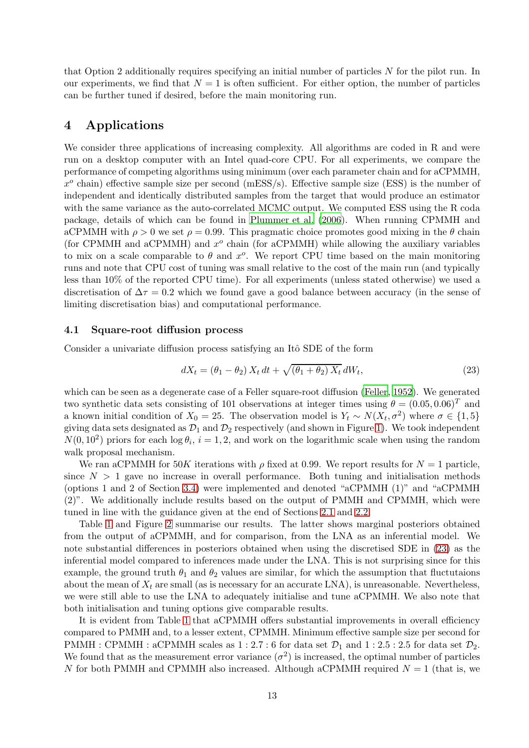that Option 2 additionally requires specifying an initial number of particles $N$ for the pilot run. In our experiments, we find that $N = 1$ is often sufficient. For either option, the number of particles can be further tuned if desired, before the main monitoring run.

# 4 Applications

We consider three applications of increasing complexity. All algorithms are coded in R and were run on a desktop computer with an Intel quad-core CPU. For all experiments, we compare the performance of competing algorithms using minimum (over each parameter chain and for aCPMMH, $x^o$ chain) effective sample size per second (mESS/s). Effective sample size (ESS) is the number of independent and identically distributed samples from the target that would produce an estimator with the same variance as the auto-correlated MCMC output. We computed ESS using the R coda package, details of which can be found in Plummer et al. (2006). When running CPMMH and aCPMMH with $\rho > 0$ we set $\rho = 0.99$. This pragmatic choice promotes good mixing in the $\theta$ chain (for CPMMH and aCPMMH) and $x^o$ chain (for aCPMMH) while allowing the auxiliary variables to mix on a scale comparable to $\theta$ and $x^o$. We report CPU time based on the main monitoring runs and note that CPU cost of tuning was small relative to the cost of the main run (and typically less than 10% of the reported CPU time). For all experiments (unless stated otherwise) we used a discretisation of $\Delta\tau = 0.2$ which we found gave a good balance between accuracy (in the sense of limiting discretisation bias) and computational performance.

## 4.1 Square-root diffusion process

Consider a univariate diffusion process satisfying an Itô SDE of the form

$$dX_t = (\theta_1 - \theta_2)\, X_t \, dt + \sqrt{(\theta_1 + \theta_2)\, X_t}\, dW_t, \tag{23}$$

which can be seen as a degenerate case of a Feller square-root diffusion (Feller, 1952). We generated two synthetic data sets consisting of 101 observations at integer times using $\theta = (0.05, 0.06)^T$ and a known initial condition of $X_0 = 25$. The observation model is $Y_t \sim N(X_t, \sigma^2)$ where $\sigma \in \{1, 5\}$ giving data sets designated as $\mathcal{D}_1$ and $\mathcal{D}_2$ respectively (and shown in Figure 1). We took independent $N(0, 10^2)$ priors for each $\log\theta_i$, $i = 1, 2$, and work on the logarithmic scale when using the random walk proposal mechanism.

We ran aCPMMH for $50K$ iterations with $\rho$ fixed at 0.99. We report results for $N = 1$ particle, since $N > 1$ gave no increase in overall performance. Both tuning and initialisation methods (options 1 and 2 of Section 3.4) were implemented and denoted "aCPMMH (1)" and "aCPMMH (2)". We additionally include results based on the output of PMMH and CPMMH, which were tuned in line with the guidance given at the end of Sections 2.1 and 2.2.

Table 1 and Figure 2 summarise our results. The latter shows marginal posteriors obtained from the output of aCPMMH, and for comparison, from the LNA as an inferential model. We note substantial differences in posteriors obtained when using the discretised SDE in (23) as the inferential model compared to inferences made under the LNA. This is not surprising since for this example, the ground truth $\theta_1$ and $\theta_2$ values are similar, for which the assumption that fluctutaions about the mean of $X_t$ are small (as is necessary for an accurate LNA), is unreasonable. Nevertheless, we were still able to use the LNA to adequately initialise and tune aCPMMH. We also note that both initialisation and tuning options give comparable results.

It is evident from Table 1 that aCPMMH offers substantial improvements in overall efficiency compared to PMMH and, to a lesser extent, CPMMH. Minimum effective sample size per second for PMMH : CPMMH : aCPMMH scales as 1 : 2.7 : 6 for data set $\mathcal{D}_1$ and 1 : 2.5 : 2.5 for data set $\mathcal{D}_2$. We found that as the measurement error variance ($\sigma^2$) is increased, the optimal number of particles $N$ for both PMMH and CPMMH also increased. Although aCPMMH required $N = 1$ (that is, we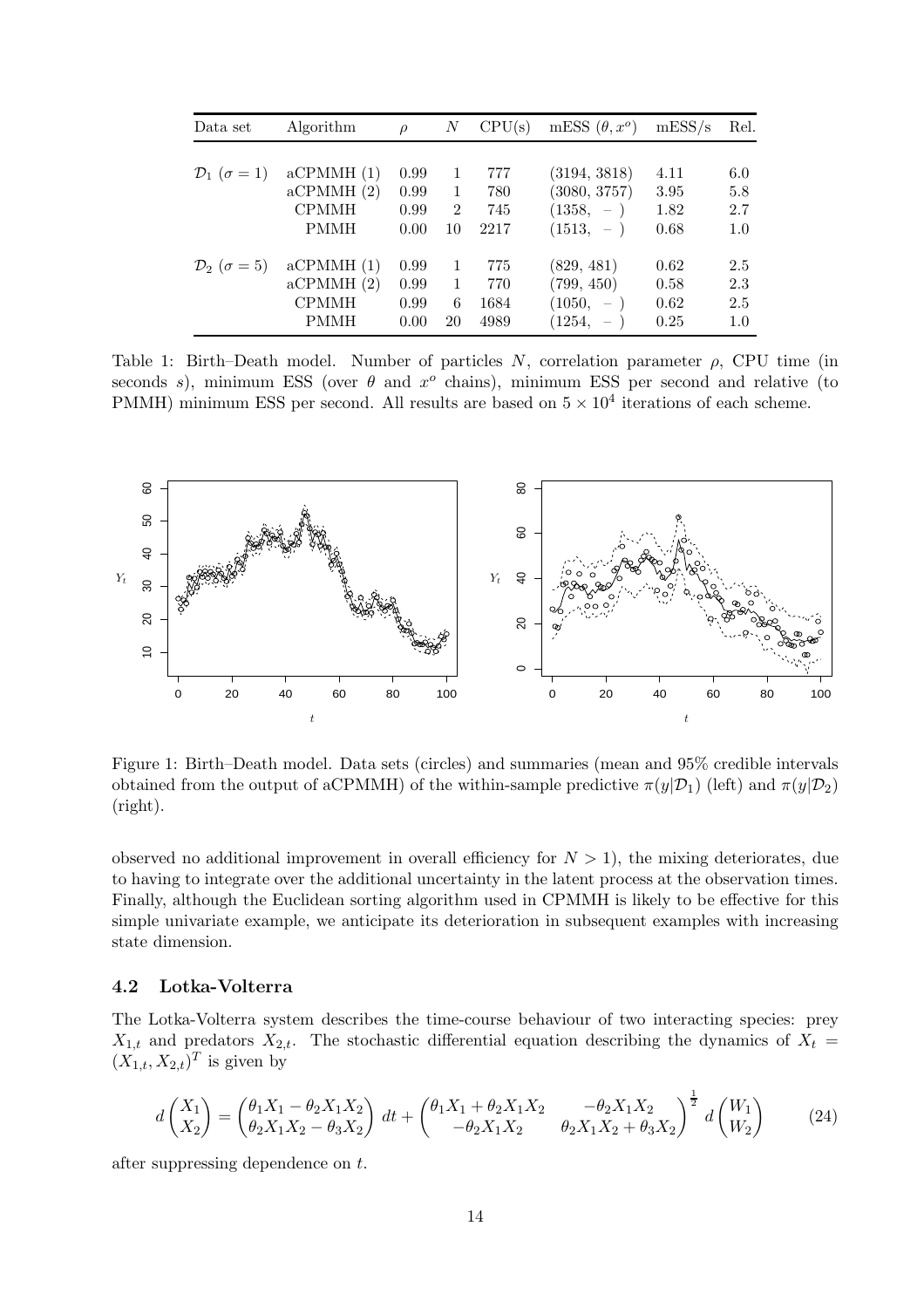| Data set | Algorithm | $\rho$ | $N$ | CPU(s) | mESS $(\theta, x^o)$ | mESS/s | Rel. |
|---|---|---|---|---|---|---|---|
| $\mathcal{D}_1$ ($\sigma = 1$) | aCPMMH (1) | 0.99 | 1 | 777 | (3194, 3818) | 4.11 | 6.0 |
| | aCPMMH (2) | 0.99 | 1 | 780 | (3080, 3757) | 3.95 | 5.8 |
| | CPMMH | 0.99 | 2 | 745 | (1358, – ) | 1.82 | 2.7 |
| | PMMH | 0.00 | 10 | 2217 | (1513, – ) | 0.68 | 1.0 |
| $\mathcal{D}_2$ ($\sigma = 5$) | aCPMMH (1) | 0.99 | 1 | 775 | (829, 481) | 0.62 | 2.5 |
| | aCPMMH (2) | 0.99 | 1 | 770 | (799, 450) | 0.58 | 2.3 |
| | CPMMH | 0.99 | 6 | 1684 | (1050, – ) | 0.62 | 2.5 |
| | PMMH | 0.00 | 20 | 4989 | (1254, – ) | 0.25 | 1.0 |

Table 1: Birth–Death model. Number of particles $N$, correlation parameter $\rho$, CPU time (in seconds $s$), minimum ESS (over $\theta$ and $x^o$ chains), minimum ESS per second and relative (to PMMH) minimum ESS per second. All results are based on $5 \times 10^4$ iterations of each scheme.

Figure 1: Birth–Death model. Data sets (circles) and summaries (mean and 95% credible intervals obtained from the output of aCPMMH) of the within-sample predictive $\pi(y|\mathcal{D}_1)$ (left) and $\pi(y|\mathcal{D}_2)$ (right).

observed no additional improvement in overall efficiency for $N > 1$), the mixing deteriorates, due to having to integrate over the additional uncertainty in the latent process at the observation times. Finally, although the Euclidean sorting algorithm used in CPMMH is likely to be effective for this simple univariate example, we anticipate its deterioration in subsequent examples with increasing state dimension.

### 4.2 Lotka-Volterra

The Lotka-Volterra system describes the time-course behaviour of two interacting species: prey $X_{1,t}$ and predators $X_{2,t}$. The stochastic differential equation describing the dynamics of $X_t = (X_{1,t}, X_{2,t})^T$ is given by

$$d\begin{pmatrix} X_1 \\ X_2 \end{pmatrix} = \begin{pmatrix} \theta_1 X_1 - \theta_2 X_1 X_2 \\ \theta_2 X_1 X_2 - \theta_3 X_2 \end{pmatrix} dt + \begin{pmatrix} \theta_1 X_1 + \theta_2 X_1 X_2 & -\theta_2 X_1 X_2 \\ -\theta_2 X_1 X_2 & \theta_2 X_1 X_2 + \theta_3 X_2 \end{pmatrix}^{\frac{1}{2}} d\begin{pmatrix} W_1 \\ W_2 \end{pmatrix} \tag{24}$$

after suppressing dependence on $t$.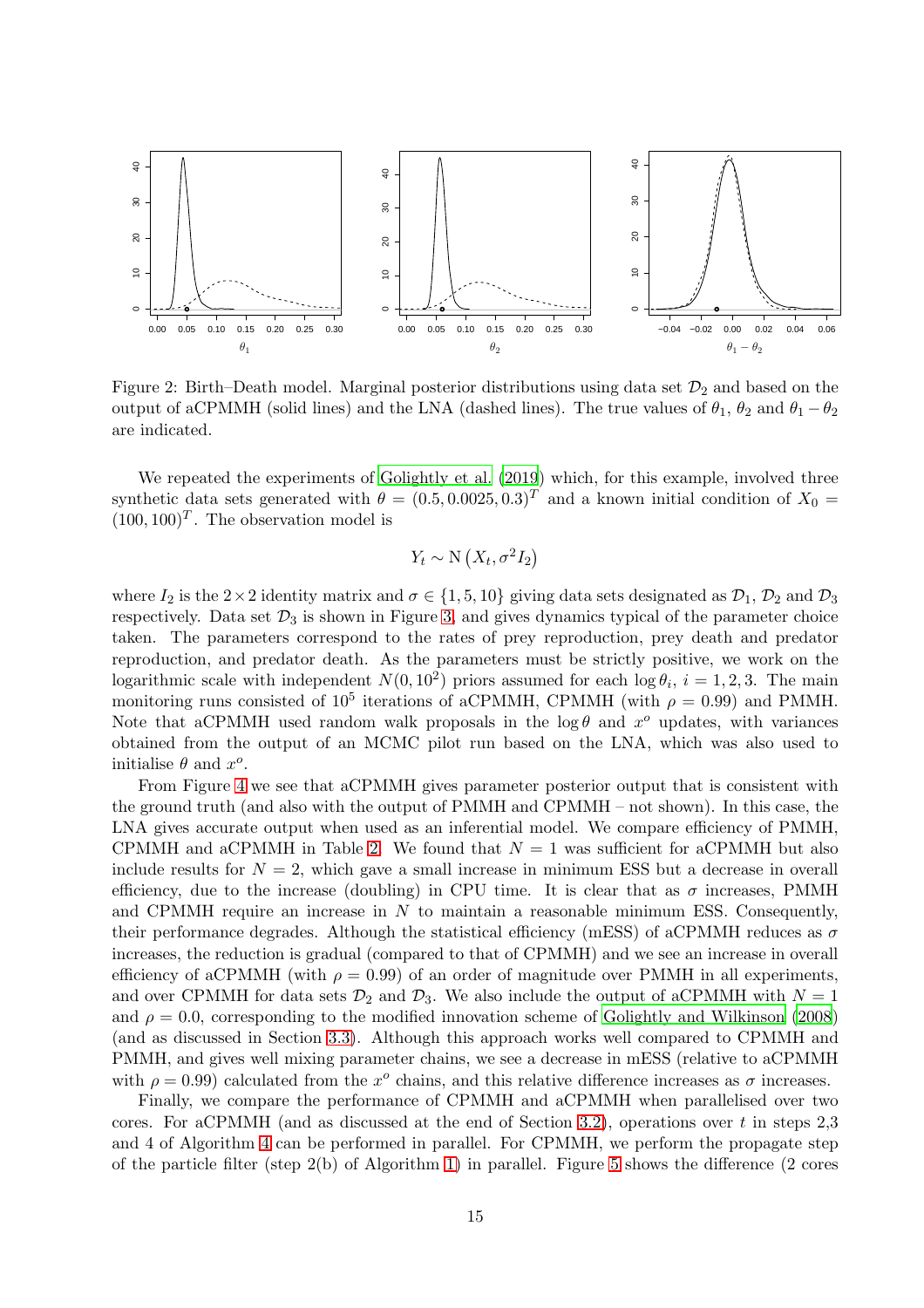Figure 2: Birth–Death model. Marginal posterior distributions using data set $\mathcal{D}_2$ and based on the output of aCPMMH (solid lines) and the LNA (dashed lines). The true values of $\theta_1$, $\theta_2$ and $\theta_1 - \theta_2$ are indicated.

We repeated the experiments of Golightly et al. (2019) which, for this example, involved three synthetic data sets generated with $\theta = (0.5, 0.0025, 0.3)^T$ and a known initial condition of $X_0 = (100, 100)^T$. The observation model is

$$Y_t \sim \mathrm{N}\left(X_t, \sigma^2 I_2\right)$$

where $I_2$ is the $2 \times 2$ identity matrix and $\sigma \in \{1, 5, 10\}$ giving data sets designated as $\mathcal{D}_1$, $\mathcal{D}_2$ and $\mathcal{D}_3$ respectively. Data set $\mathcal{D}_3$ is shown in Figure 3, and gives dynamics typical of the parameter choice taken. The parameters correspond to the rates of prey reproduction, prey death and predator reproduction, and predator death. As the parameters must be strictly positive, we work on the logarithmic scale with independent $N(0, 10^2)$ priors assumed for each $\log \theta_i$, $i = 1, 2, 3$. The main monitoring runs consisted of $10^5$ iterations of aCPMMH, CPMMH (with $\rho = 0.99$) and PMMH. Note that aCPMMH used random walk proposals in the $\log \theta$ and $x^o$ updates, with variances obtained from the output of an MCMC pilot run based on the LNA, which was also used to initialise $\theta$ and $x^o$.

From Figure 4 we see that aCPMMH gives parameter posterior output that is consistent with the ground truth (and also with the output of PMMH and CPMMH – not shown). In this case, the LNA gives accurate output when used as an inferential model. We compare efficiency of PMMH, CPMMH and aCPMMH in Table 2. We found that $N = 1$ was sufficient for aCPMMH but also include results for $N = 2$, which gave a small increase in minimum ESS but a decrease in overall efficiency, due to the increase (doubling) in CPU time. It is clear that as $\sigma$ increases, PMMH and CPMMH require an increase in $N$ to maintain a reasonable minimum ESS. Consequently, their performance degrades. Although the statistical efficiency (mESS) of aCPMMH reduces as $\sigma$ increases, the reduction is gradual (compared to that of CPMMH) and we see an increase in overall efficiency of aCPMMH (with $\rho = 0.99$) of an order of magnitude over PMMH in all experiments, and over CPMMH for data sets $\mathcal{D}_2$ and $\mathcal{D}_3$. We also include the output of aCPMMH with $N = 1$ and $\rho = 0.0$, corresponding to the modified innovation scheme of Golightly and Wilkinson (2008) (and as discussed in Section 3.3). Although this approach works well compared to CPMMH and PMMH, and gives well mixing parameter chains, we see a decrease in mESS (relative to aCPMMH with $\rho = 0.99$) calculated from the $x^o$ chains, and this relative difference increases as $\sigma$ increases.

Finally, we compare the performance of CPMMH and aCPMMH when parallelised over two cores. For aCPMMH (and as discussed at the end of Section 3.2), operations over $t$ in steps 2,3 and 4 of Algorithm 4 can be performed in parallel. For CPMMH, we perform the propagate step of the particle filter (step 2(b) of Algorithm 1) in parallel. Figure 5 shows the difference (2 cores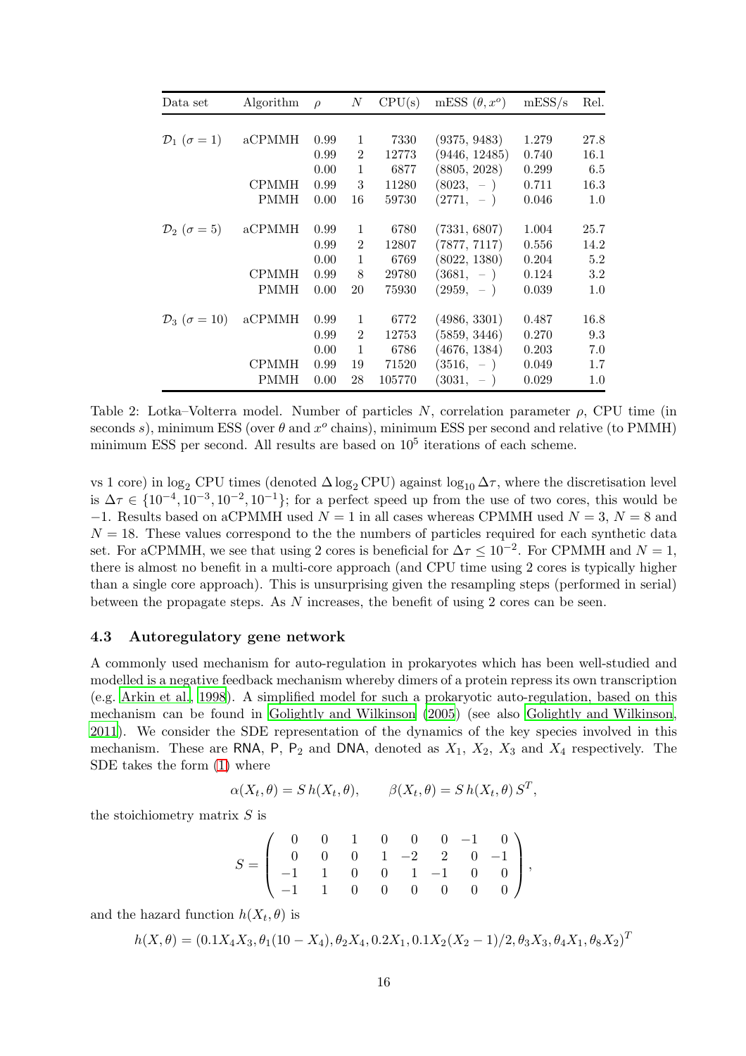| Data set | Algorithm | $\rho$ | $N$ | CPU(s) | mESS $(\theta, x^o)$ | mESS/s | Rel. |
|---|---|---|---|---|---|---|---|
| $\mathcal{D}_1$ ($\sigma = 1$) | aCPMMH | 0.99 | 1 | 7330 | (9375, 9483) | 1.279 | 27.8 |
| | | 0.99 | 2 | 12773 | (9446, 12485) | 0.740 | 16.1 |
| | | 0.00 | 1 | 6877 | (8805, 2028) | 0.299 | 6.5 |
| | CPMMH | 0.99 | 3 | 11280 | (8023, $-$ ) | 0.711 | 16.3 |
| | PMMH | 0.00 | 16 | 59730 | (2771, $-$ ) | 0.046 | 1.0 |
| $\mathcal{D}_2$ ($\sigma = 5$) | aCPMMH | 0.99 | 1 | 6780 | (7331, 6807) | 1.004 | 25.7 |
| | | 0.99 | 2 | 12807 | (7877, 7117) | 0.556 | 14.2 |
| | | 0.00 | 1 | 6769 | (8022, 1380) | 0.204 | 5.2 |
| | CPMMH | 0.99 | 8 | 29780 | (3681, $-$ ) | 0.124 | 3.2 |
| | PMMH | 0.00 | 20 | 75930 | (2959, $-$ ) | 0.039 | 1.0 |
| $\mathcal{D}_3$ ($\sigma = 10$) | aCPMMH | 0.99 | 1 | 6772 | (4986, 3301) | 0.487 | 16.8 |
| | | 0.99 | 2 | 12753 | (5859, 3446) | 0.270 | 9.3 |
| | | 0.00 | 1 | 6786 | (4676, 1384) | 0.203 | 7.0 |
| | CPMMH | 0.99 | 19 | 71520 | (3516, $-$ ) | 0.049 | 1.7 |
| | PMMH | 0.00 | 28 | 105770 | (3031, $-$ ) | 0.029 | 1.0 |

Table 2: Lotka–Volterra model. Number of particles $N$, correlation parameter $\rho$, CPU time (in seconds $s$), minimum ESS (over $\theta$ and $x^o$ chains), minimum ESS per second and relative (to PMMH) minimum ESS per second. All results are based on $10^5$ iterations of each scheme.

vs 1 core) in $\log_2$ CPU times (denoted $\Delta \log_2 \text{CPU}$) against $\log_{10} \Delta\tau$, where the discretisation level is $\Delta\tau \in \{10^{-4}, 10^{-3}, 10^{-2}, 10^{-1}\}$; for a perfect speed up from the use of two cores, this would be $-1$. Results based on aCPMMH used $N = 1$ in all cases whereas CPMMH used $N = 3$, $N = 8$ and $N = 18$. These values correspond to the the numbers of particles required for each synthetic data set. For aCPMMH, we see that using 2 cores is beneficial for $\Delta\tau \leq 10^{-2}$. For CPMMH and $N = 1$, there is almost no benefit in a multi-core approach (and CPU time using 2 cores is typically higher than a single core approach). This is unsurprising given the resampling steps (performed in serial) between the propagate steps. As $N$ increases, the benefit of using 2 cores can be seen.

### 4.3 Autoregulatory gene network

A commonly used mechanism for auto-regulation in prokaryotes which has been well-studied and modelled is a negative feedback mechanism whereby dimers of a protein repress its own transcription (e.g. Arkin et al., 1998). A simplified model for such a prokaryotic auto-regulation, based on this mechanism can be found in Golightly and Wilkinson (2005) (see also Golightly and Wilkinson, 2011). We consider the SDE representation of the dynamics of the key species involved in this mechanism. These are RNA, P, $\mathsf{P}_2$ and DNA, denoted as $X_1$, $X_2$, $X_3$ and $X_4$ respectively. The SDE takes the form (1) where

$$\alpha(X_t, \theta) = S\, h(X_t, \theta), \qquad \beta(X_t, \theta) = S\, h(X_t, \theta)\, S^T,$$

the stoichiometry matrix $S$ is

$$S = \begin{pmatrix} 0 & 0 & 1 & 0 & 0 & 0 & -1 & 0 \\ 0 & 0 & 0 & 1 & -2 & 2 & 0 & -1 \\ -1 & 1 & 0 & 0 & 1 & -1 & 0 & 0 \\ -1 & 1 & 0 & 0 & 0 & 0 & 0 & 0 \end{pmatrix},$$

and the hazard function $h(X_t, \theta)$ is

$$h(X, \theta) = (0.1X_4X_3, \theta_1(10 - X_4), \theta_2 X_4, 0.2X_1, 0.1X_2(X_2 - 1)/2, \theta_3 X_3, \theta_4 X_1, \theta_8 X_2)^T$$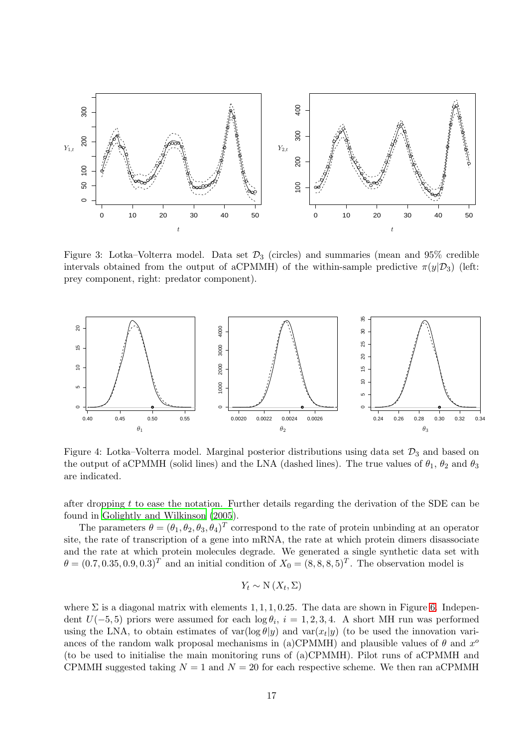Figure 3: Lotka–Volterra model. Data set $\mathcal{D}_3$ (circles) and summaries (mean and 95% credible intervals obtained from the output of aCPMMH) of the within-sample predictive $\pi(y|\mathcal{D}_3)$ (left: prey component, right: predator component).

Figure 4: Lotka–Volterra model. Marginal posterior distributions using data set $\mathcal{D}_3$ and based on the output of aCPMMH (solid lines) and the LNA (dashed lines). The true values of $\theta_1$, $\theta_2$ and $\theta_3$ are indicated.

after dropping $t$ to ease the notation. Further details regarding the derivation of the SDE can be found in Golightly and Wilkinson (2005).

The parameters $\theta = (\theta_1, \theta_2, \theta_3, \theta_4)^T$ correspond to the rate of protein unbinding at an operator site, the rate of transcription of a gene into mRNA, the rate at which protein dimers disassociate and the rate at which protein molecules degrade. We generated a single synthetic data set with $\theta = (0.7, 0.35, 0.9, 0.3)^T$ and an initial condition of $X_0 = (8, 8, 8, 5)^T$. The observation model is

$$Y_t \sim \mathrm{N}\left(X_t, \Sigma\right)$$

where $\Sigma$ is a diagonal matrix with elements $1, 1, 1, 0.25$. The data are shown in Figure 6. Independent $U(-5, 5)$ priors were assumed for each $\log \theta_i$, $i = 1, 2, 3, 4$. A short MH run was performed using the LNA, to obtain estimates of $\mathrm{var}(\log \theta|y)$ and $\mathrm{var}(x_t|y)$ (to be used the innovation variances of the random walk proposal mechanisms in (a)CPMMH) and plausible values of $\theta$ and $x^o$ (to be used to initialise the main monitoring runs of (a)CPMMH). Pilot runs of aCPMMH and CPMMH suggested taking $N = 1$ and $N = 20$ for each respective scheme. We then ran aCPMMH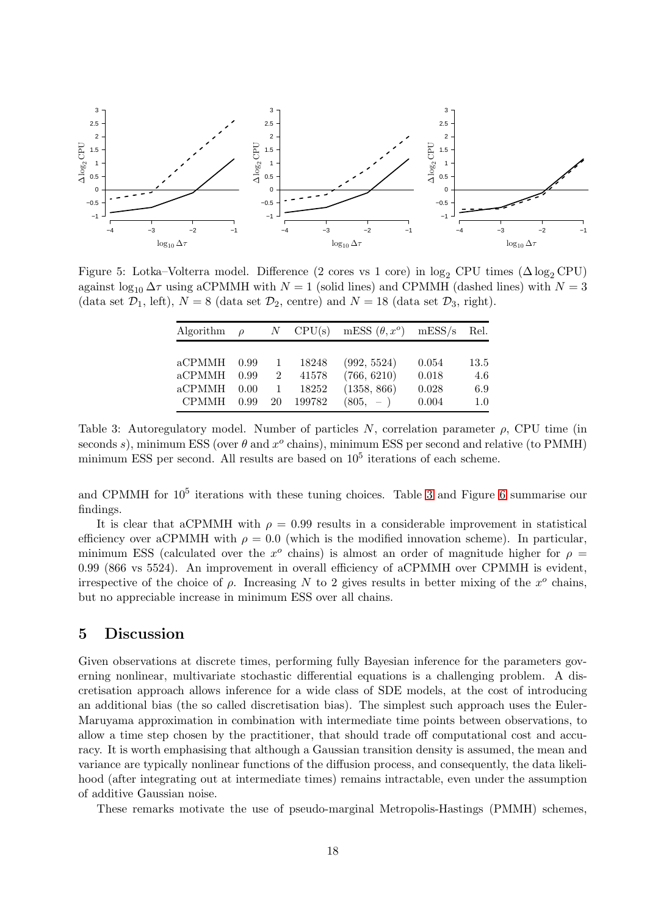Figure 5: Lotka–Volterra model. Difference (2 cores vs 1 core) in $\log_2$ CPU times ($\Delta \log_2 \text{CPU}$) against $\log_{10} \Delta\tau$ using aCPMMH with $N = 1$ (solid lines) and CPMMH (dashed lines) with $N = 3$ (data set $\mathcal{D}_1$, left), $N = 8$ (data set $\mathcal{D}_2$, centre) and $N = 18$ (data set $\mathcal{D}_3$, right).

| Algorithm | $\rho$ | $N$ | CPU(s) | mESS $(\theta, x^o)$ | mESS/s | Rel. |
|---|---|---|---|---|---|---|
| aCPMMH | 0.99 | 1 | 18248 | (992, 5524) | 0.054 | 13.5 |
| aCPMMH | 0.99 | 2 | 41578 | (766, 6210) | 0.018 | 4.6 |
| aCPMMH | 0.00 | 1 | 18252 | (1358, 866) | 0.028 | 6.9 |
| CPMMH | 0.99 | 20 | 199782 | (805, $-$ ) | 0.004 | 1.0 |

Table 3: Autoregulatory model. Number of particles $N$, correlation parameter $\rho$, CPU time (in seconds $s$), minimum ESS (over $\theta$ and $x^o$ chains), minimum ESS per second and relative (to PMMH) minimum ESS per second. All results are based on $10^5$ iterations of each scheme.

and CPMMH for $10^5$ iterations with these tuning choices. Table 3 and Figure 6 summarise our findings.

It is clear that aCPMMH with $\rho = 0.99$ results in a considerable improvement in statistical efficiency over aCPMMH with $\rho = 0.0$ (which is the modified innovation scheme). In particular, minimum ESS (calculated over the $x^o$ chains) is almost an order of magnitude higher for $\rho = 0.99$ (866 vs 5524). An improvement in overall efficiency of aCPMMH over CPMMH is evident, irrespective of the choice of $\rho$. Increasing $N$ to 2 gives results in better mixing of the $x^o$ chains, but no appreciable increase in minimum ESS over all chains.

## 5 Discussion

Given observations at discrete times, performing fully Bayesian inference for the parameters governing nonlinear, multivariate stochastic differential equations is a challenging problem. A discretisation approach allows inference for a wide class of SDE models, at the cost of introducing an additional bias (the so called discretisation bias). The simplest such approach uses the Euler-Maruyama approximation in combination with intermediate time points between observations, to allow a time step chosen by the practitioner, that should trade off computational cost and accuracy. It is worth emphasising that although a Gaussian transition density is assumed, the mean and variance are typically nonlinear functions of the diffusion process, and consequently, the data likelihood (after integrating out at intermediate times) remains intractable, even under the assumption of additive Gaussian noise.

These remarks motivate the use of pseudo-marginal Metropolis-Hastings (PMMH) schemes,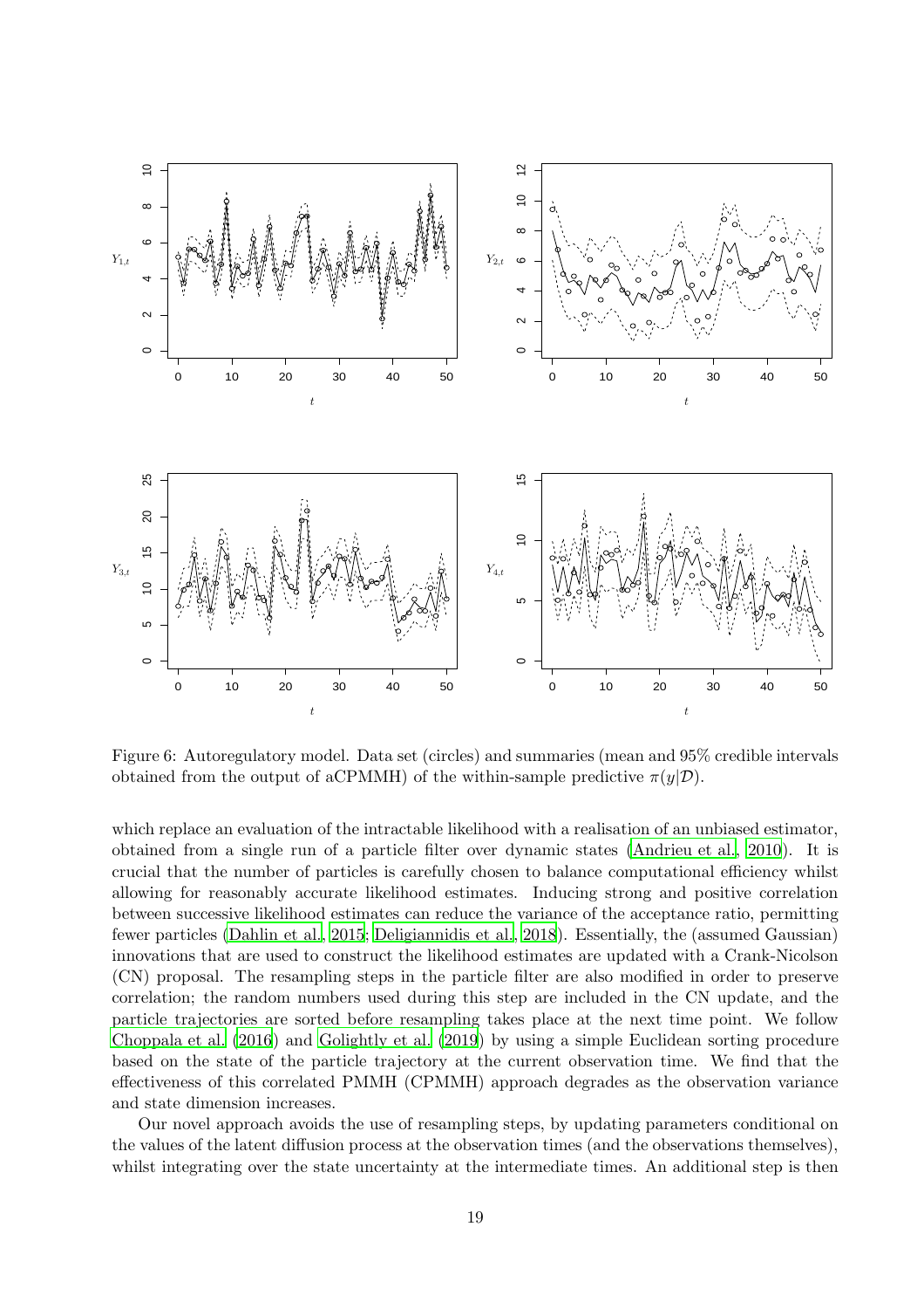Figure 6: Autoregulatory model. Data set (circles) and summaries (mean and 95% credible intervals obtained from the output of aCPMMH) of the within-sample predictive $\pi(y|\mathcal{D})$.

which replace an evaluation of the intractable likelihood with a realisation of an unbiased estimator, obtained from a single run of a particle filter over dynamic states (Andrieu et al., 2010). It is crucial that the number of particles is carefully chosen to balance computational efficiency whilst allowing for reasonably accurate likelihood estimates. Inducing strong and positive correlation between successive likelihood estimates can reduce the variance of the acceptance ratio, permitting fewer particles (Dahlin et al., 2015; Deligiannidis et al., 2018). Essentially, the (assumed Gaussian) innovations that are used to construct the likelihood estimates are updated with a Crank-Nicolson (CN) proposal. The resampling steps in the particle filter are also modified in order to preserve correlation; the random numbers used during this step are included in the CN update, and the particle trajectories are sorted before resampling takes place at the next time point. We follow Choppala et al. (2016) and Golightly et al. (2019) by using a simple Euclidean sorting procedure based on the state of the particle trajectory at the current observation time. We find that the effectiveness of this correlated PMMH (CPMMH) approach degrades as the observation variance and state dimension increases.

Our novel approach avoids the use of resampling steps, by updating parameters conditional on the values of the latent diffusion process at the observation times (and the observations themselves), whilst integrating over the state uncertainty at the intermediate times. An additional step is then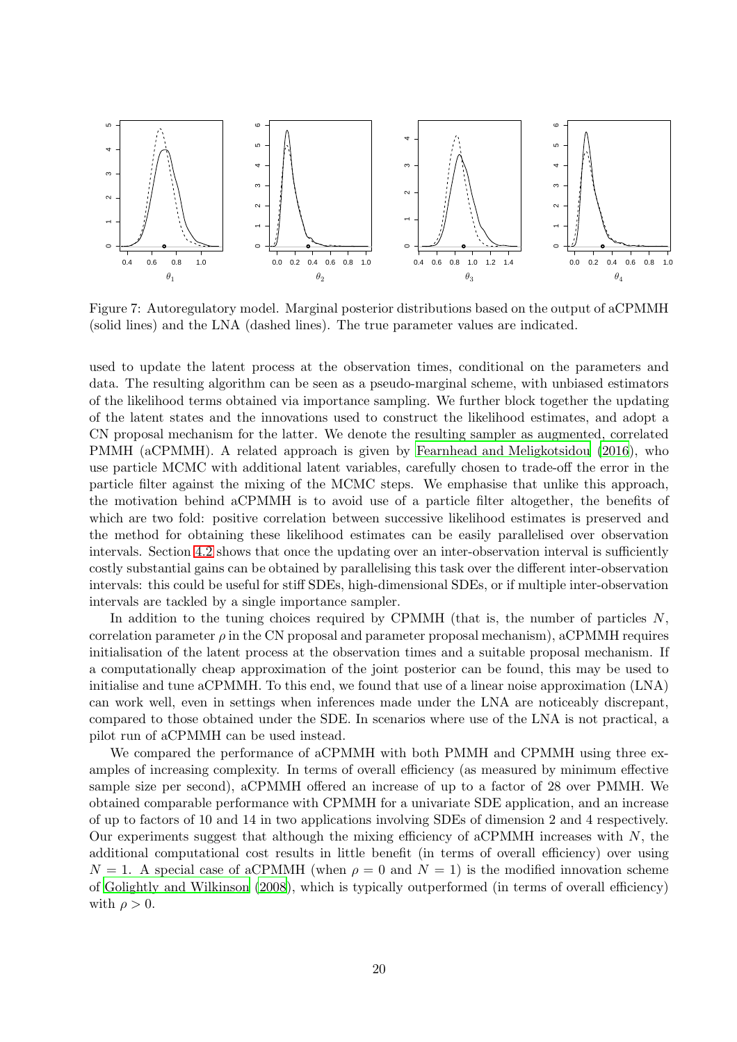Figure 7: Autoregulatory model. Marginal posterior distributions based on the output of aCPMMH (solid lines) and the LNA (dashed lines). The true parameter values are indicated.

used to update the latent process at the observation times, conditional on the parameters and data. The resulting algorithm can be seen as a pseudo-marginal scheme, with unbiased estimators of the likelihood terms obtained via importance sampling. We further block together the updating of the latent states and the innovations used to construct the likelihood estimates, and adopt a CN proposal mechanism for the latter. We denote the resulting sampler as augmented, correlated PMMH (aCPMMH). A related approach is given by Fearnhead and Meligkotsidou (2016), who use particle MCMC with additional latent variables, carefully chosen to trade-off the error in the particle filter against the mixing of the MCMC steps. We emphasise that unlike this approach, the motivation behind aCPMMH is to avoid use of a particle filter altogether, the benefits of which are two fold: positive correlation between successive likelihood estimates is preserved and the method for obtaining these likelihood estimates can be easily parallelised over observation intervals. Section 4.2 shows that once the updating over an inter-observation interval is sufficiently costly substantial gains can be obtained by parallelising this task over the different inter-observation intervals: this could be useful for stiff SDEs, high-dimensional SDEs, or if multiple inter-observation intervals are tackled by a single importance sampler.

In addition to the tuning choices required by CPMMH (that is, the number of particles $N$, correlation parameter $\rho$ in the CN proposal and parameter proposal mechanism), aCPMMH requires initialisation of the latent process at the observation times and a suitable proposal mechanism. If a computationally cheap approximation of the joint posterior can be found, this may be used to initialise and tune aCPMMH. To this end, we found that use of a linear noise approximation (LNA) can work well, even in settings when inferences made under the LNA are noticeably discrepant, compared to those obtained under the SDE. In scenarios where use of the LNA is not practical, a pilot run of aCPMMH can be used instead.

We compared the performance of aCPMMH with both PMMH and CPMMH using three examples of increasing complexity. In terms of overall efficiency (as measured by minimum effective sample size per second), aCPMMH offered an increase of up to a factor of 28 over PMMH. We obtained comparable performance with CPMMH for a univariate SDE application, and an increase of up to factors of 10 and 14 in two applications involving SDEs of dimension 2 and 4 respectively. Our experiments suggest that although the mixing efficiency of aCPMMH increases with $N$, the additional computational cost results in little benefit (in terms of overall efficiency) over using $N = 1$. A special case of aCPMMH (when $\rho = 0$ and $N = 1$) is the modified innovation scheme of Golightly and Wilkinson (2008), which is typically outperformed (in terms of overall efficiency) with $\rho > 0$.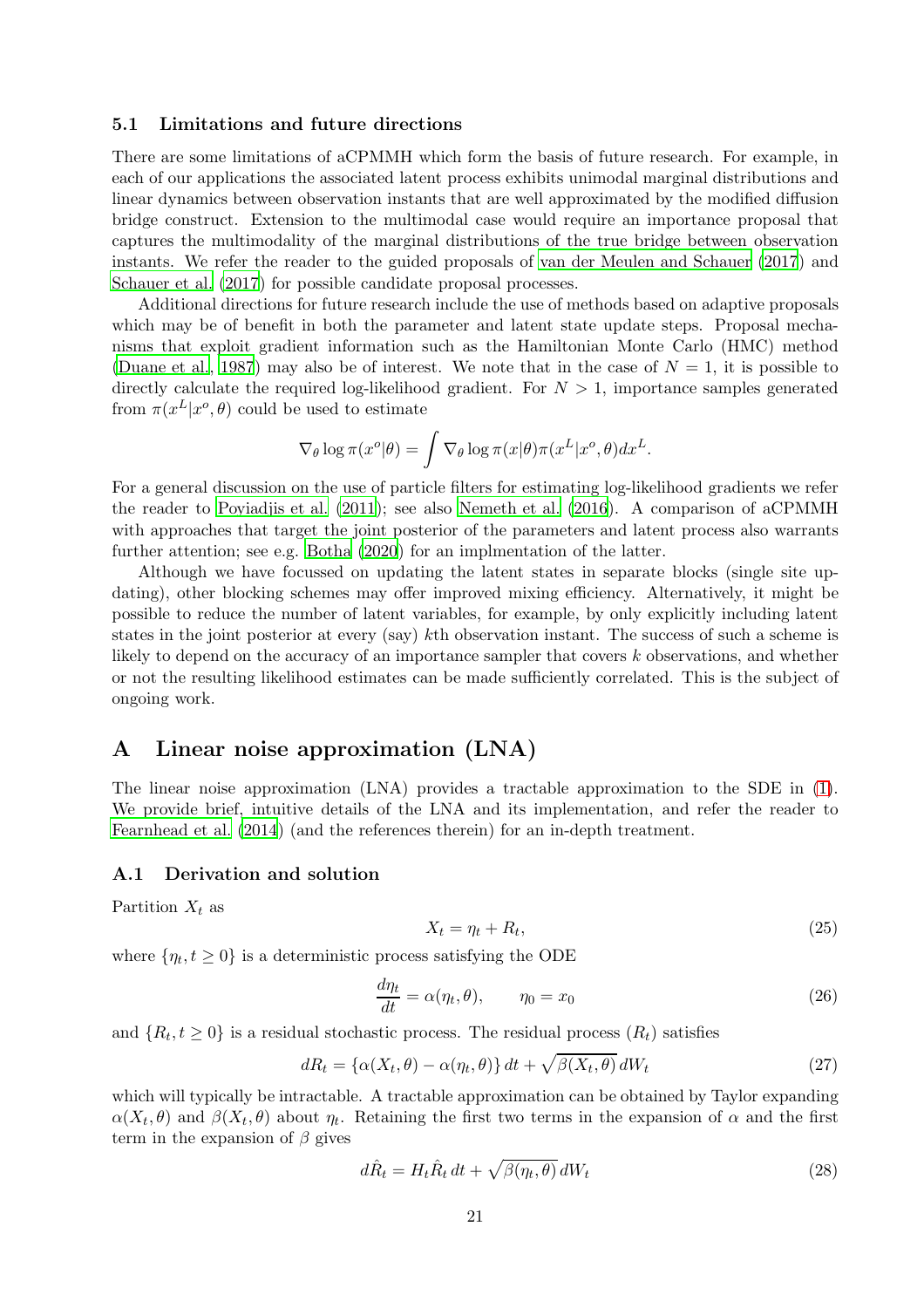### 5.1 Limitations and future directions

There are some limitations of aCPMMH which form the basis of future research. For example, in each of our applications the associated latent process exhibits unimodal marginal distributions and linear dynamics between observation instants that are well approximated by the modified diffusion bridge construct. Extension to the multimodal case would require an importance proposal that captures the multimodality of the marginal distributions of the true bridge between observation instants. We refer the reader to the guided proposals of van der Meulen and Schauer (2017) and Schauer et al. (2017) for possible candidate proposal processes.

Additional directions for future research include the use of methods based on adaptive proposals which may be of benefit in both the parameter and latent state update steps. Proposal mechanisms that exploit gradient information such as the Hamiltonian Monte Carlo (HMC) method (Duane et al., 1987) may also be of interest. We note that in the case of $N = 1$, it is possible to directly calculate the required log-likelihood gradient. For $N > 1$, importance samples generated from $\pi(x^L|x^o, \theta)$ could be used to estimate

$$\nabla_\theta \log \pi(x^o|\theta) = \int \nabla_\theta \log \pi(x|\theta)\pi(x^L|x^o, \theta)dx^L.$$

For a general discussion on the use of particle filters for estimating log-likelihood gradients we refer the reader to Poyiadjis et al. (2011); see also Nemeth et al. (2016). A comparison of aCPMMH with approaches that target the joint posterior of the parameters and latent process also warrants further attention; see e.g. Botha (2020) for an implmentation of the latter.

Although we have focussed on updating the latent states in separate blocks (single site updating), other blocking schemes may offer improved mixing efficiency. Alternatively, it might be possible to reduce the number of latent variables, for example, by only explicitly including latent states in the joint posterior at every (say) $k$th observation instant. The success of such a scheme is likely to depend on the accuracy of an importance sampler that covers $k$ observations, and whether or not the resulting likelihood estimates can be made sufficiently correlated. This is the subject of ongoing work.

# A Linear noise approximation (LNA)

The linear noise approximation (LNA) provides a tractable approximation to the SDE in (1). We provide brief, intuitive details of the LNA and its implementation, and refer the reader to Fearnhead et al. (2014) (and the references therein) for an in-depth treatment.

## A.1 Derivation and solution

Partition $X_t$ as

$$X_t = \eta_t + R_t, \tag{25}$$

where $\{\eta_t, t \geq 0\}$ is a deterministic process satisfying the ODE

$$\frac{d\eta_t}{dt} = \alpha(\eta_t, \theta), \qquad \eta_0 = x_0 \tag{26}$$

and $\{R_t, t \geq 0\}$ is a residual stochastic process. The residual process ($R_t$) satisfies

$$dR_t = \{\alpha(X_t, \theta) - \alpha(\eta_t, \theta)\}\, dt + \sqrt{\beta(X_t, \theta)}\, dW_t \tag{27}$$

which will typically be intractable. A tractable approximation can be obtained by Taylor expanding $\alpha(X_t, \theta)$ and $\beta(X_t, \theta)$ about $\eta_t$. Retaining the first two terms in the expansion of $\alpha$ and the first term in the expansion of $\beta$ gives

$$d\hat{R}_t = H_t \hat{R}_t\, dt + \sqrt{\beta(\eta_t, \theta)}\, dW_t \tag{28}$$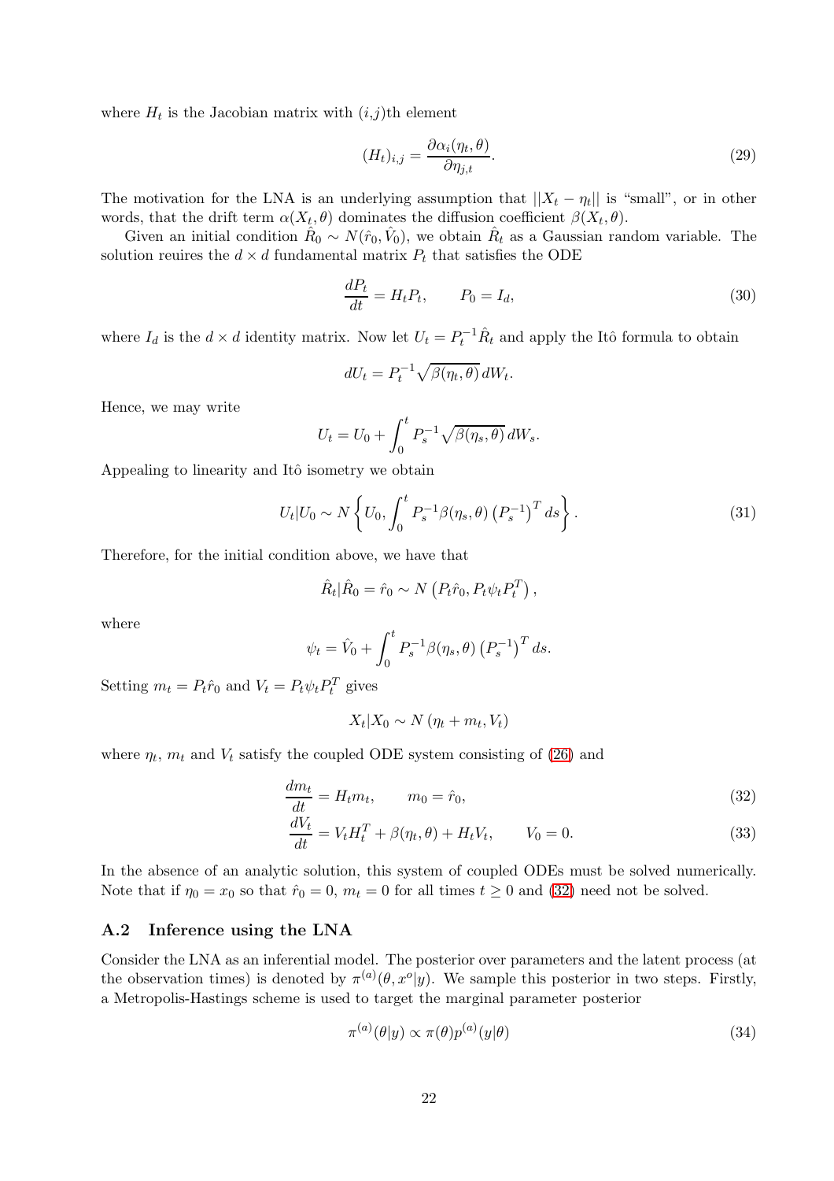where $H_t$ is the Jacobian matrix with $(i,j)$th element

$$(H_t)_{i,j} = \frac{\partial \alpha_i(\eta_t, \theta)}{\partial \eta_{j,t}}. \tag{29}$$

The motivation for the LNA is an underlying assumption that $||X_t - \eta_t||$ is "small", or in other words, that the drift term $\alpha(X_t, \theta)$ dominates the diffusion coefficient $\beta(X_t, \theta)$.

Given an initial condition $\hat{R}_0 \sim N(\hat{r}_0, \hat{V}_0)$, we obtain $\hat{R}_t$ as a Gaussian random variable. The solution reuires the $d \times d$ fundamental matrix $P_t$ that satisfies the ODE

$$\frac{dP_t}{dt} = H_t P_t, \qquad P_0 = I_d, \tag{30}$$

where $I_d$ is the $d \times d$ identity matrix. Now let $U_t = P_t^{-1} \hat{R}_t$ and apply the Itô formula to obtain

$$dU_t = P_t^{-1} \sqrt{\beta(\eta_t, \theta)}\, dW_t.$$

Hence, we may write

$$U_t = U_0 + \int_0^t P_s^{-1} \sqrt{\beta(\eta_s, \theta)}\, dW_s.$$

Appealing to linearity and Itô isometry we obtain

$$U_t | U_0 \sim N\left\{ U_0, \int_0^t P_s^{-1} \beta(\eta_s, \theta) \left(P_s^{-1}\right)^T ds \right\}. \tag{31}$$

Therefore, for the initial condition above, we have that

$$\hat{R}_t | \hat{R}_0 = \hat{r}_0 \sim N\left(P_t \hat{r}_0, P_t \psi_t P_t^T\right),$$

where

$$\psi_t = \hat{V}_0 + \int_0^t P_s^{-1} \beta(\eta_s, \theta) \left(P_s^{-1}\right)^T ds.$$

Setting $m_t = P_t \hat{r}_0$ and $V_t = P_t \psi_t P_t^T$ gives

$$X_t | X_0 \sim N\left(\eta_t + m_t, V_t\right)$$

where $\eta_t$, $m_t$ and $V_t$ satisfy the coupled ODE system consisting of (26) and

$$\frac{dm_t}{dt} = H_t m_t, \qquad m_0 = \hat{r}_0, \tag{32}$$

$$\frac{dV_t}{dt} = V_t H_t^T + \beta(\eta_t, \theta) + H_t V_t, \qquad V_0 = 0. \tag{33}$$

In the absence of an analytic solution, this system of coupled ODEs must be solved numerically. Note that if $\eta_0 = x_0$ so that $\hat{r}_0 = 0$, $m_t = 0$ for all times $t \geq 0$ and (32) need not be solved.

### A.2 Inference using the LNA

Consider the LNA as an inferential model. The posterior over parameters and the latent process (at the observation times) is denoted by $\pi^{(a)}(\theta, x^o | y)$. We sample this posterior in two steps. Firstly, a Metropolis-Hastings scheme is used to target the marginal parameter posterior

$$\pi^{(a)}(\theta | y) \propto \pi(\theta) p^{(a)}(y | \theta) \tag{34}$$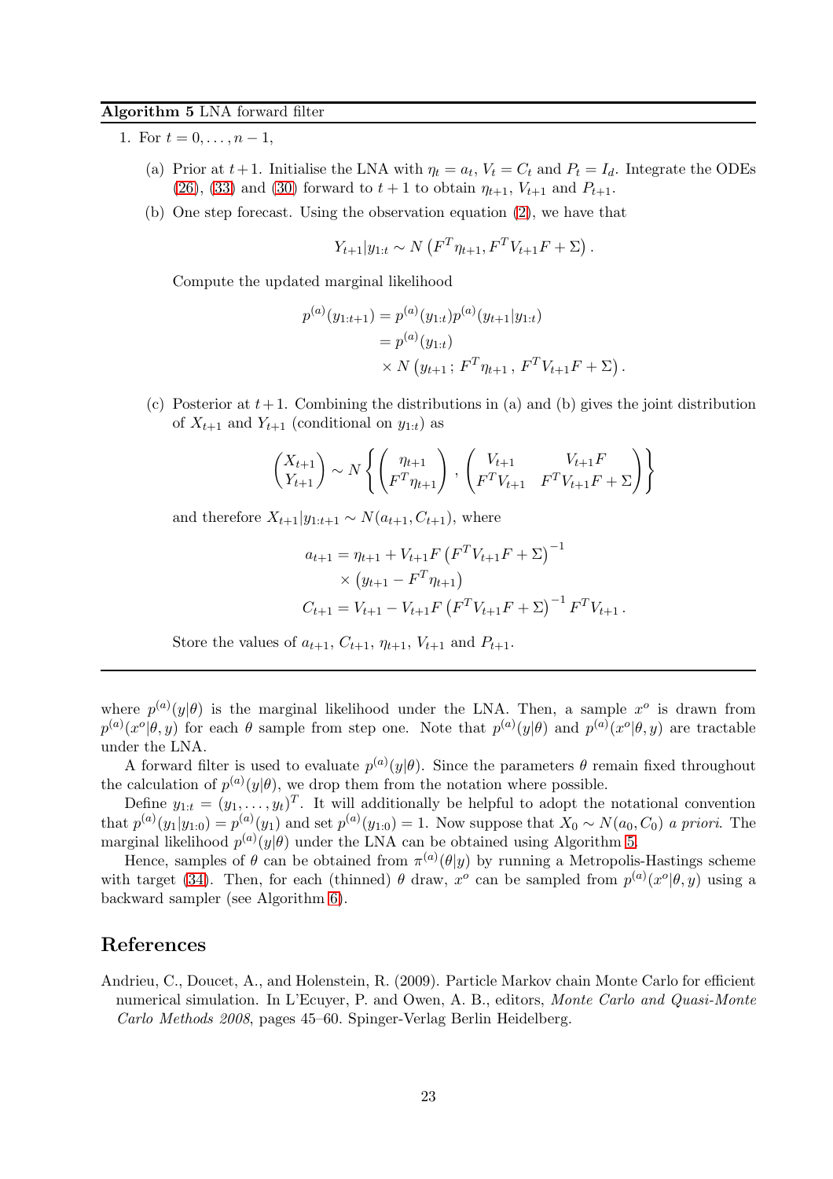**Algorithm 5** LNA forward filter

1. For $t = 0, \ldots, n-1$,

   (a) Prior at $t+1$. Initialise the LNA with $\eta_t = a_t$, $V_t = C_t$ and $P_t = I_d$. Integrate the ODEs (26), (33) and (30) forward to $t+1$ to obtain $\eta_{t+1}$, $V_{t+1}$ and $P_{t+1}$.

   (b) One step forecast. Using the observation equation (2), we have that

   $$Y_{t+1}|y_{1:t} \sim N\left(F^T\eta_{t+1}, F^TV_{t+1}F + \Sigma\right).$$

   Compute the updated marginal likelihood

   $$\begin{aligned} p^{(a)}(y_{1:t+1}) &= p^{(a)}(y_{1:t})p^{(a)}(y_{t+1}|y_{1:t}) \\ &= p^{(a)}(y_{1:t}) \\ &\quad \times N\left(y_{t+1}\,;\, F^T\eta_{t+1}\,,\, F^TV_{t+1}F + \Sigma\right). \end{aligned}$$

   (c) Posterior at $t+1$. Combining the distributions in (a) and (b) gives the joint distribution of $X_{t+1}$ and $Y_{t+1}$ (conditional on $y_{1:t}$) as

   $$\begin{pmatrix} X_{t+1} \\ Y_{t+1} \end{pmatrix} \sim N\left\{ \begin{pmatrix} \eta_{t+1} \\ F^T\eta_{t+1} \end{pmatrix}, \begin{pmatrix} V_{t+1} & V_{t+1}F \\ F^TV_{t+1} & F^TV_{t+1}F + \Sigma \end{pmatrix} \right\}$$

   and therefore $X_{t+1}|y_{1:t+1} \sim N(a_{t+1}, C_{t+1})$, where

   $$\begin{aligned} a_{t+1} &= \eta_{t+1} + V_{t+1}F\left(F^TV_{t+1}F + \Sigma\right)^{-1} \\ &\quad \times \left(y_{t+1} - F^T\eta_{t+1}\right) \\ C_{t+1} &= V_{t+1} - V_{t+1}F\left(F^TV_{t+1}F + \Sigma\right)^{-1}F^TV_{t+1}. \end{aligned}$$

   Store the values of $a_{t+1}$, $C_{t+1}$, $\eta_{t+1}$, $V_{t+1}$ and $P_{t+1}$.

---

where $p^{(a)}(y|\theta)$ is the marginal likelihood under the LNA. Then, a sample $x^o$ is drawn from $p^{(a)}(x^o|\theta, y)$ for each $\theta$ sample from step one. Note that $p^{(a)}(y|\theta)$ and $p^{(a)}(x^o|\theta, y)$ are tractable under the LNA.

A forward filter is used to evaluate $p^{(a)}(y|\theta)$. Since the parameters $\theta$ remain fixed throughout the calculation of $p^{(a)}(y|\theta)$, we drop them from the notation where possible.

Define $y_{1:t} = (y_1, \ldots, y_t)^T$. It will additionally be helpful to adopt the notational convention that $p^{(a)}(y_1|y_{1:0}) = p^{(a)}(y_1)$ and set $p^{(a)}(y_{1:0}) = 1$. Now suppose that $X_0 \sim N(a_0, C_0)$ *a priori*. The marginal likelihood $p^{(a)}(y|\theta)$ under the LNA can be obtained using Algorithm 5.

Hence, samples of $\theta$ can be obtained from $\pi^{(a)}(\theta|y)$ by running a Metropolis-Hastings scheme with target (34). Then, for each (thinned) $\theta$ draw, $x^o$ can be sampled from $p^{(a)}(x^o|\theta, y)$ using a backward sampler (see Algorithm 6).

## References

Andrieu, C., Doucet, A., and Holenstein, R. (2009). Particle Markov chain Monte Carlo for efficient numerical simulation. In L'Ecuyer, P. and Owen, A. B., editors, *Monte Carlo and Quasi-Monte Carlo Methods 2008*, pages 45–60. Spinger-Verlag Berlin Heidelberg.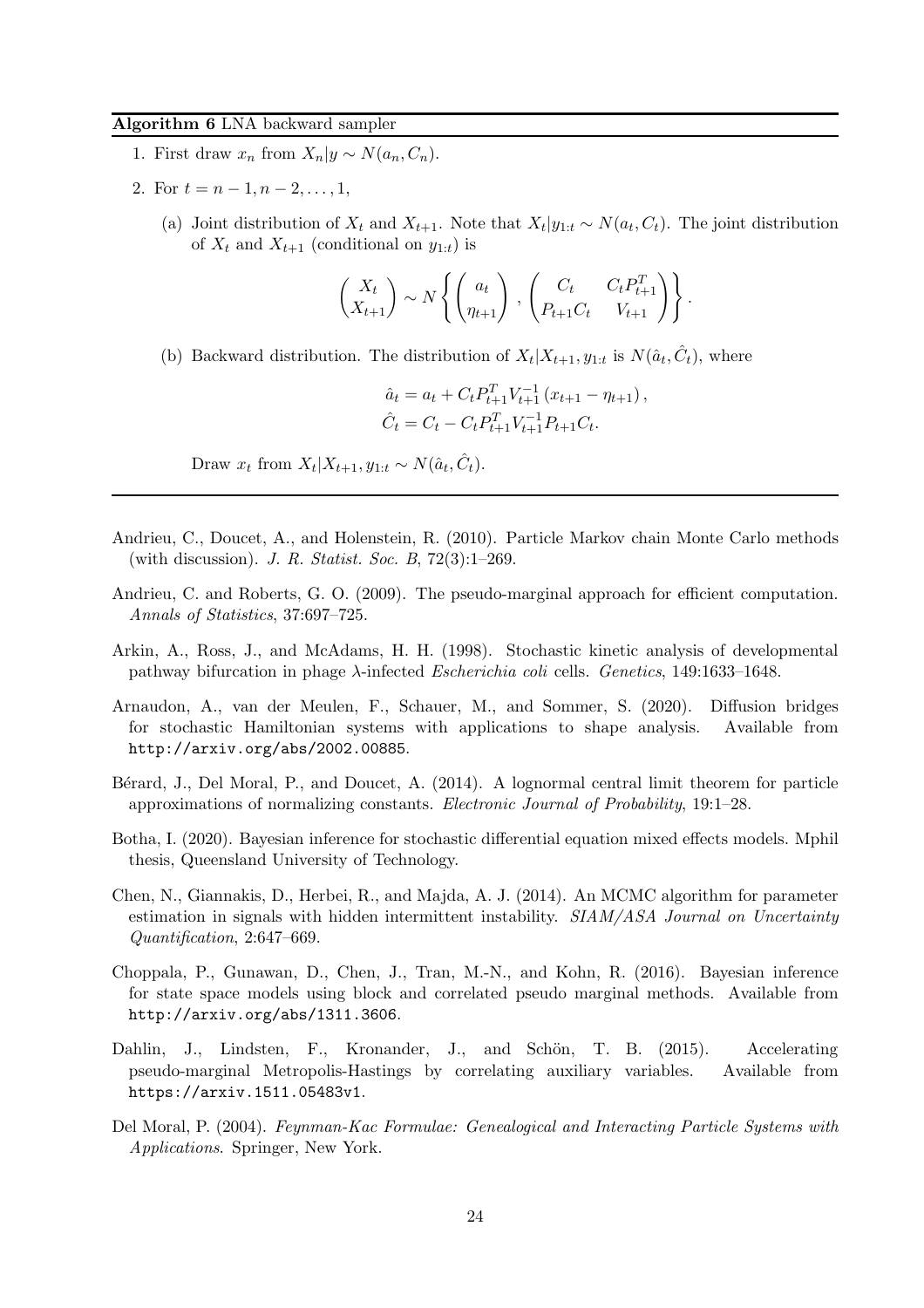**Algorithm 6** LNA backward sampler

1. First draw $x_n$ from $X_n|y \sim N(a_n, C_n)$.
2. For $t = n-1, n-2, \dots, 1$,
   (a) Joint distribution of $X_t$ and $X_{t+1}$. Note that $X_t|y_{1:t} \sim N(a_t, C_t)$. The joint distribution of $X_t$ and $X_{t+1}$ (conditional on $y_{1:t}$) is

$$\begin{pmatrix} X_t \\ X_{t+1} \end{pmatrix} \sim N\left\{ \begin{pmatrix} a_t \\ \eta_{t+1} \end{pmatrix}, \begin{pmatrix} C_t & C_t P_{t+1}^T \\ P_{t+1} C_t & V_{t+1} \end{pmatrix} \right\}.$$

   (b) Backward distribution. The distribution of $X_t|X_{t+1}, y_{1:t}$ is $N(\hat{a}_t, \hat{C}_t)$, where

$$\hat{a}_t = a_t + C_t P_{t+1}^T V_{t+1}^{-1} (x_{t+1} - \eta_{t+1}),$$
$$\hat{C}_t = C_t - C_t P_{t+1}^T V_{t+1}^{-1} P_{t+1} C_t.$$

   Draw $x_t$ from $X_t|X_{t+1}, y_{1:t} \sim N(\hat{a}_t, \hat{C}_t)$.

---

Andrieu, C., Doucet, A., and Holenstein, R. (2010). Particle Markov chain Monte Carlo methods (with discussion). *J. R. Statist. Soc. B*, 72(3):1–269.

Andrieu, C. and Roberts, G. O. (2009). The pseudo-marginal approach for efficient computation. *Annals of Statistics*, 37:697–725.

Arkin, A., Ross, J., and McAdams, H. H. (1998). Stochastic kinetic analysis of developmental pathway bifurcation in phage $\lambda$-infected *Escherichia coli* cells. *Genetics*, 149:1633–1648.

Arnaudon, A., van der Meulen, F., Schauer, M., and Sommer, S. (2020). Diffusion bridges for stochastic Hamiltonian systems with applications to shape analysis. Available from `http://arxiv.org/abs/2002.00885`.

Bérard, J., Del Moral, P., and Doucet, A. (2014). A lognormal central limit theorem for particle approximations of normalizing constants. *Electronic Journal of Probability*, 19:1–28.

Botha, I. (2020). Bayesian inference for stochastic differential equation mixed effects models. Mphil thesis, Queensland University of Technology.

Chen, N., Giannakis, D., Herbei, R., and Majda, A. J. (2014). An MCMC algorithm for parameter estimation in signals with hidden intermittent instability. *SIAM/ASA Journal on Uncertainty Quantification*, 2:647–669.

Choppala, P., Gunawan, D., Chen, J., Tran, M.-N., and Kohn, R. (2016). Bayesian inference for state space models using block and correlated pseudo marginal methods. Available from `http://arxiv.org/abs/1311.3606`.

Dahlin, J., Lindsten, F., Kronander, J., and Schön, T. B. (2015). Accelerating pseudo-marginal Metropolis-Hastings by correlating auxiliary variables. Available from `https://arxiv.1511.05483v1`.

Del Moral, P. (2004). *Feynman-Kac Formulae: Genealogical and Interacting Particle Systems with Applications*. Springer, New York.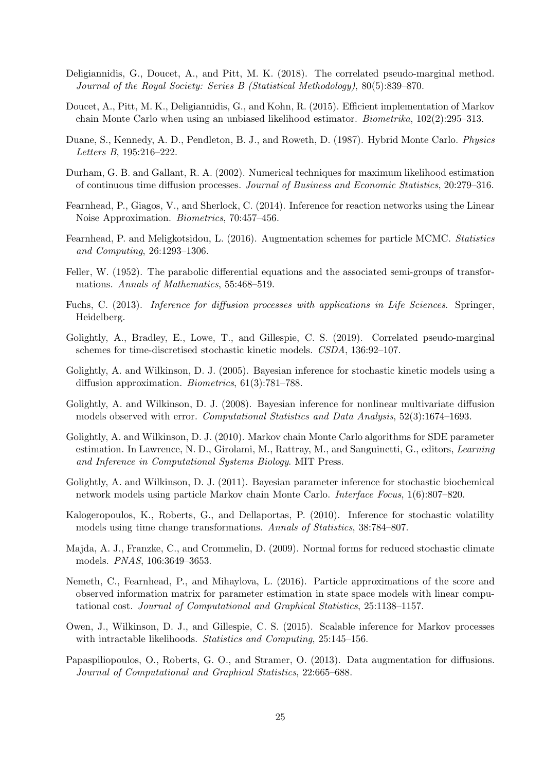Deligiannidis, G., Doucet, A., and Pitt, M. K. (2018). The correlated pseudo-marginal method. *Journal of the Royal Society: Series B (Statistical Methodology)*, 80(5):839–870.

Doucet, A., Pitt, M. K., Deligiannidis, G., and Kohn, R. (2015). Efficient implementation of Markov chain Monte Carlo when using an unbiased likelihood estimator. *Biometrika*, 102(2):295–313.

Duane, S., Kennedy, A. D., Pendleton, B. J., and Roweth, D. (1987). Hybrid Monte Carlo. *Physics Letters B*, 195:216–222.

Durham, G. B. and Gallant, R. A. (2002). Numerical techniques for maximum likelihood estimation of continuous time diffusion processes. *Journal of Business and Economic Statistics*, 20:279–316.

Fearnhead, P., Giagos, V., and Sherlock, C. (2014). Inference for reaction networks using the Linear Noise Approximation. *Biometrics*, 70:457–456.

Fearnhead, P. and Meligkotsidou, L. (2016). Augmentation schemes for particle MCMC. *Statistics and Computing*, 26:1293–1306.

Feller, W. (1952). The parabolic differential equations and the associated semi-groups of transformations. *Annals of Mathematics*, 55:468–519.

Fuchs, C. (2013). *Inference for diffusion processes with applications in Life Sciences*. Springer, Heidelberg.

Golightly, A., Bradley, E., Lowe, T., and Gillespie, C. S. (2019). Correlated pseudo-marginal schemes for time-discretised stochastic kinetic models. *CSDA*, 136:92–107.

Golightly, A. and Wilkinson, D. J. (2005). Bayesian inference for stochastic kinetic models using a diffusion approximation. *Biometrics*, 61(3):781–788.

Golightly, A. and Wilkinson, D. J. (2008). Bayesian inference for nonlinear multivariate diffusion models observed with error. *Computational Statistics and Data Analysis*, 52(3):1674–1693.

Golightly, A. and Wilkinson, D. J. (2010). Markov chain Monte Carlo algorithms for SDE parameter estimation. In Lawrence, N. D., Girolami, M., Rattray, M., and Sanguinetti, G., editors, *Learning and Inference in Computational Systems Biology*. MIT Press.

Golightly, A. and Wilkinson, D. J. (2011). Bayesian parameter inference for stochastic biochemical network models using particle Markov chain Monte Carlo. *Interface Focus*, 1(6):807–820.

Kalogeropoulos, K., Roberts, G., and Dellaportas, P. (2010). Inference for stochastic volatility models using time change transformations. *Annals of Statistics*, 38:784–807.

Majda, A. J., Franzke, C., and Crommelin, D. (2009). Normal forms for reduced stochastic climate models. *PNAS*, 106:3649–3653.

Nemeth, C., Fearnhead, P., and Mihaylova, L. (2016). Particle approximations of the score and observed information matrix for parameter estimation in state space models with linear computational cost. *Journal of Computational and Graphical Statistics*, 25:1138–1157.

Owen, J., Wilkinson, D. J., and Gillespie, C. S. (2015). Scalable inference for Markov processes with intractable likelihoods. *Statistics and Computing*, 25:145–156.

Papaspiliopoulos, O., Roberts, G. O., and Stramer, O. (2013). Data augmentation for diffusions. *Journal of Computational and Graphical Statistics*, 22:665–688.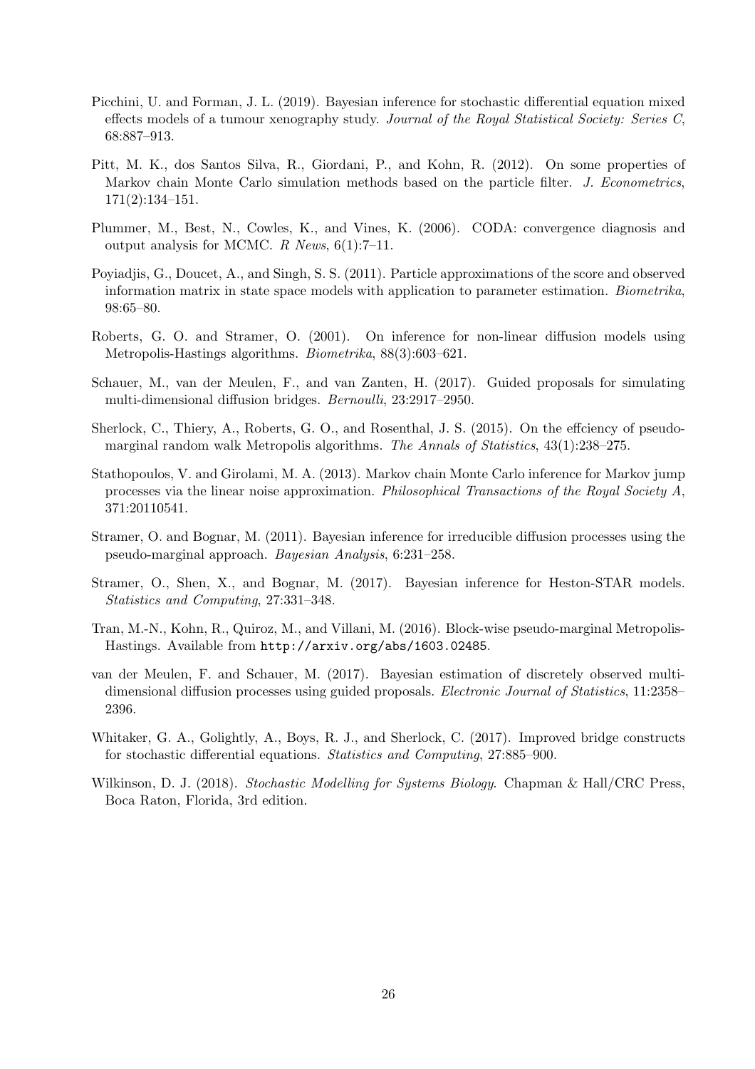Picchini, U. and Forman, J. L. (2019). Bayesian inference for stochastic differential equation mixed effects models of a tumour xenography study. *Journal of the Royal Statistical Society: Series C*, 68:887–913.

Pitt, M. K., dos Santos Silva, R., Giordani, P., and Kohn, R. (2012). On some properties of Markov chain Monte Carlo simulation methods based on the particle filter. *J. Econometrics*, 171(2):134–151.

Plummer, M., Best, N., Cowles, K., and Vines, K. (2006). CODA: convergence diagnosis and output analysis for MCMC. *R News*, 6(1):7–11.

Poyiadjis, G., Doucet, A., and Singh, S. S. (2011). Particle approximations of the score and observed information matrix in state space models with application to parameter estimation. *Biometrika*, 98:65–80.

Roberts, G. O. and Stramer, O. (2001). On inference for non-linear diffusion models using Metropolis-Hastings algorithms. *Biometrika*, 88(3):603–621.

Schauer, M., van der Meulen, F., and van Zanten, H. (2017). Guided proposals for simulating multi-dimensional diffusion bridges. *Bernoulli*, 23:2917–2950.

Sherlock, C., Thiery, A., Roberts, G. O., and Rosenthal, J. S. (2015). On the effciency of pseudo-marginal random walk Metropolis algorithms. *The Annals of Statistics*, 43(1):238–275.

Stathopoulos, V. and Girolami, M. A. (2013). Markov chain Monte Carlo inference for Markov jump processes via the linear noise approximation. *Philosophical Transactions of the Royal Society A*, 371:20110541.

Stramer, O. and Bognar, M. (2011). Bayesian inference for irreducible diffusion processes using the pseudo-marginal approach. *Bayesian Analysis*, 6:231–258.

Stramer, O., Shen, X., and Bognar, M. (2017). Bayesian inference for Heston-STAR models. *Statistics and Computing*, 27:331–348.

Tran, M.-N., Kohn, R., Quiroz, M., and Villani, M. (2016). Block-wise pseudo-marginal Metropolis-Hastings. Available from `http://arxiv.org/abs/1603.02485`.

van der Meulen, F. and Schauer, M. (2017). Bayesian estimation of discretely observed multi-dimensional diffusion processes using guided proposals. *Electronic Journal of Statistics*, 11:2358–2396.

Whitaker, G. A., Golightly, A., Boys, R. J., and Sherlock, C. (2017). Improved bridge constructs for stochastic differential equations. *Statistics and Computing*, 27:885–900.

Wilkinson, D. J. (2018). *Stochastic Modelling for Systems Biology*. Chapman & Hall/CRC Press, Boca Raton, Florida, 3rd edition.